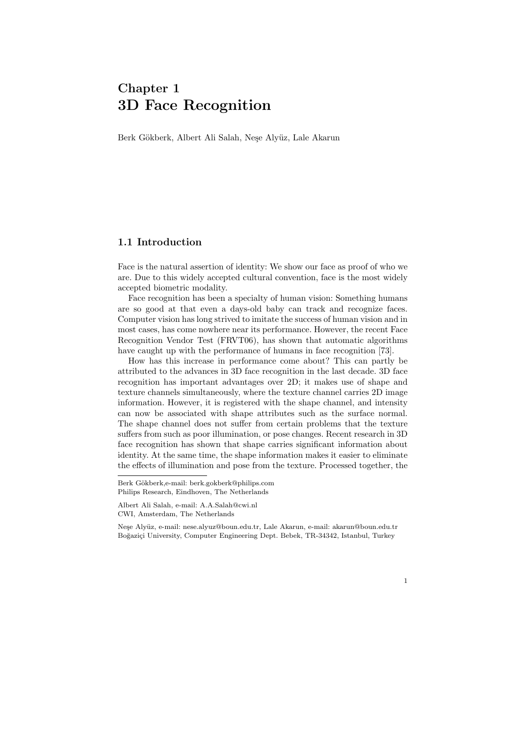# Chapter 1
# 3D Face Recognition

Berk Gökberk, Albert Ali Salah, Neşe Alyüz, Lale Akarun

## 1.1 Introduction

Face is the natural assertion of identity: We show our face as proof of who we are. Due to this widely accepted cultural convention, face is the most widely accepted biometric modality.

Face recognition has been a specialty of human vision: Something humans are so good at that even a days-old baby can track and recognize faces. Computer vision has long strived to imitate the success of human vision and in most cases, has come nowhere near its performance. However, the recent Face Recognition Vendor Test (FRVT06), has shown that automatic algorithms have caught up with the performance of humans in face recognition [73].

How has this increase in performance come about? This can partly be attributed to the advances in 3D face recognition in the last decade. 3D face recognition has important advantages over 2D; it makes use of shape and texture channels simultaneously, where the texture channel carries 2D image information. However, it is registered with the shape channel, and intensity can now be associated with shape attributes such as the surface normal. The shape channel does not suffer from certain problems that the texture suffers from such as poor illumination, or pose changes. Recent research in 3D face recognition has shown that shape carries significant information about identity. At the same time, the shape information makes it easier to eliminate the effects of illumination and pose from the texture. Processed together, the

---

Berk Gökberk, e-mail: berk.gokberk@philips.com
Philips Research, Eindhoven, The Netherlands

Albert Ali Salah, e-mail: A.A.Salah@cwi.nl
CWI, Amsterdam, The Netherlands

Neşe Alyüz, e-mail: nese.alyuz@boun.edu.tr, Lale Akarun, e-mail: akarun@boun.edu.tr
Boğaziçi University, Computer Engineering Dept. Bebek, TR-34342, Istanbul, Turkey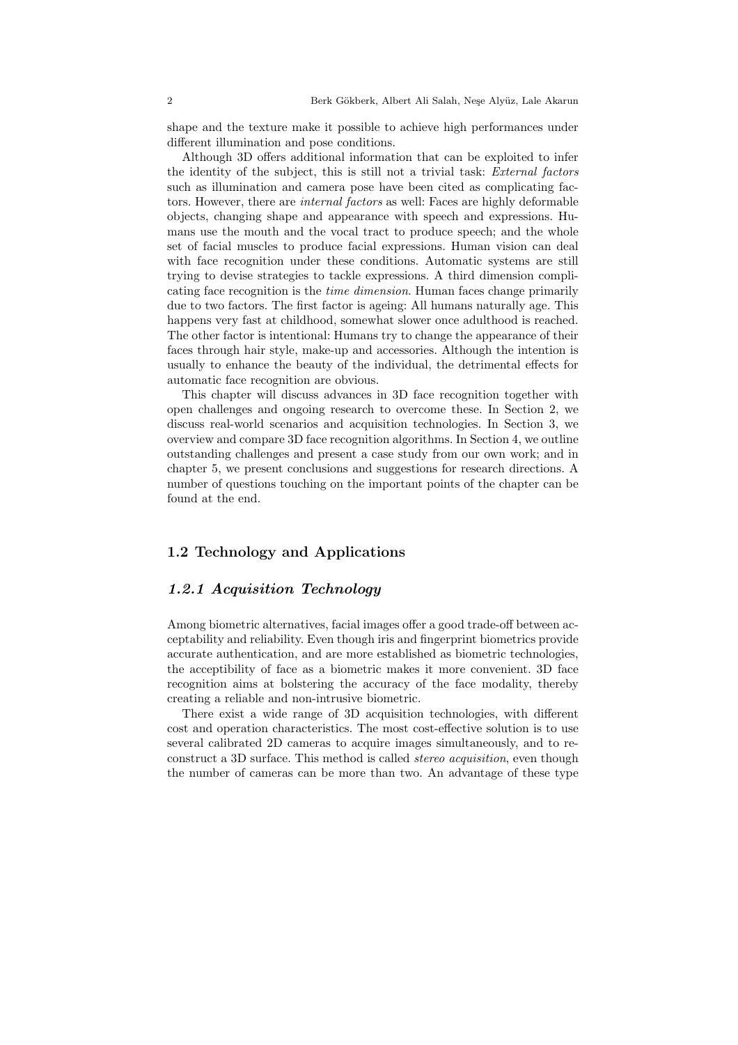shape and the texture make it possible to achieve high performances under different illumination and pose conditions.

Although 3D offers additional information that can be exploited to infer the identity of the subject, this is still not a trivial task: *External factors* such as illumination and camera pose have been cited as complicating factors. However, there are *internal factors* as well: Faces are highly deformable objects, changing shape and appearance with speech and expressions. Humans use the mouth and the vocal tract to produce speech; and the whole set of facial muscles to produce facial expressions. Human vision can deal with face recognition under these conditions. Automatic systems are still trying to devise strategies to tackle expressions. A third dimension complicating face recognition is the *time dimension*. Human faces change primarily due to two factors. The first factor is ageing: All humans naturally age. This happens very fast at childhood, somewhat slower once adulthood is reached. The other factor is intentional: Humans try to change the appearance of their faces through hair style, make-up and accessories. Although the intention is usually to enhance the beauty of the individual, the detrimental effects for automatic face recognition are obvious.

This chapter will discuss advances in 3D face recognition together with open challenges and ongoing research to overcome these. In Section 2, we discuss real-world scenarios and acquisition technologies. In Section 3, we overview and compare 3D face recognition algorithms. In Section 4, we outline outstanding challenges and present a case study from our own work; and in chapter 5, we present conclusions and suggestions for research directions. A number of questions touching on the important points of the chapter can be found at the end.

## 1.2 Technology and Applications

### *1.2.1 Acquisition Technology*

Among biometric alternatives, facial images offer a good trade-off between acceptability and reliability. Even though iris and fingerprint biometrics provide accurate authentication, and are more established as biometric technologies, the acceptibility of face as a biometric makes it more convenient. 3D face recognition aims at bolstering the accuracy of the face modality, thereby creating a reliable and non-intrusive biometric.

There exist a wide range of 3D acquisition technologies, with different cost and operation characteristics. The most cost-effective solution is to use several calibrated 2D cameras to acquire images simultaneously, and to reconstruct a 3D surface. This method is called *stereo acquisition*, even though the number of cameras can be more than two. An advantage of these type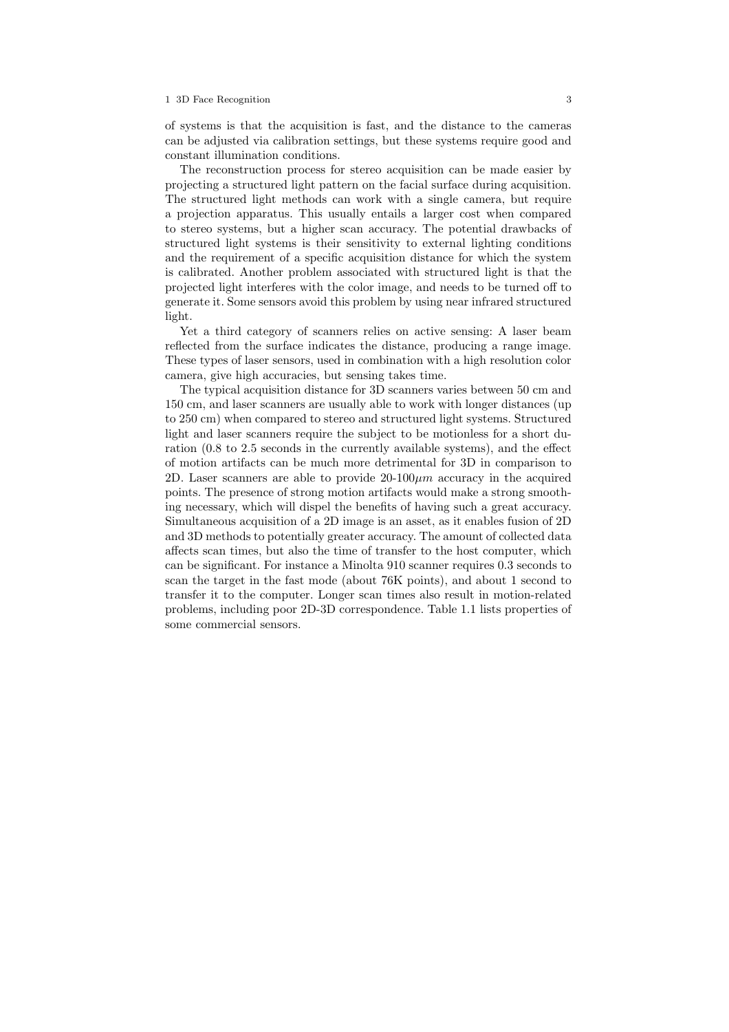of systems is that the acquisition is fast, and the distance to the cameras can be adjusted via calibration settings, but these systems require good and constant illumination conditions.

The reconstruction process for stereo acquisition can be made easier by projecting a structured light pattern on the facial surface during acquisition. The structured light methods can work with a single camera, but require a projection apparatus. This usually entails a larger cost when compared to stereo systems, but a higher scan accuracy. The potential drawbacks of structured light systems is their sensitivity to external lighting conditions and the requirement of a specific acquisition distance for which the system is calibrated. Another problem associated with structured light is that the projected light interferes with the color image, and needs to be turned off to generate it. Some sensors avoid this problem by using near infrared structured light.

Yet a third category of scanners relies on active sensing: A laser beam reflected from the surface indicates the distance, producing a range image. These types of laser sensors, used in combination with a high resolution color camera, give high accuracies, but sensing takes time.

The typical acquisition distance for 3D scanners varies between 50 cm and 150 cm, and laser scanners are usually able to work with longer distances (up to 250 cm) when compared to stereo and structured light systems. Structured light and laser scanners require the subject to be motionless for a short duration (0.8 to 2.5 seconds in the currently available systems), and the effect of motion artifacts can be much more detrimental for 3D in comparison to 2D. Laser scanners are able to provide 20-100$\mu m$ accuracy in the acquired points. The presence of strong motion artifacts would make a strong smoothing necessary, which will dispel the benefits of having such a great accuracy. Simultaneous acquisition of a 2D image is an asset, as it enables fusion of 2D and 3D methods to potentially greater accuracy. The amount of collected data affects scan times, but also the time of transfer to the host computer, which can be significant. For instance a Minolta 910 scanner requires 0.3 seconds to scan the target in the fast mode (about 76K points), and about 1 second to transfer it to the computer. Longer scan times also result in motion-related problems, including poor 2D-3D correspondence. Table 1.1 lists properties of some commercial sensors.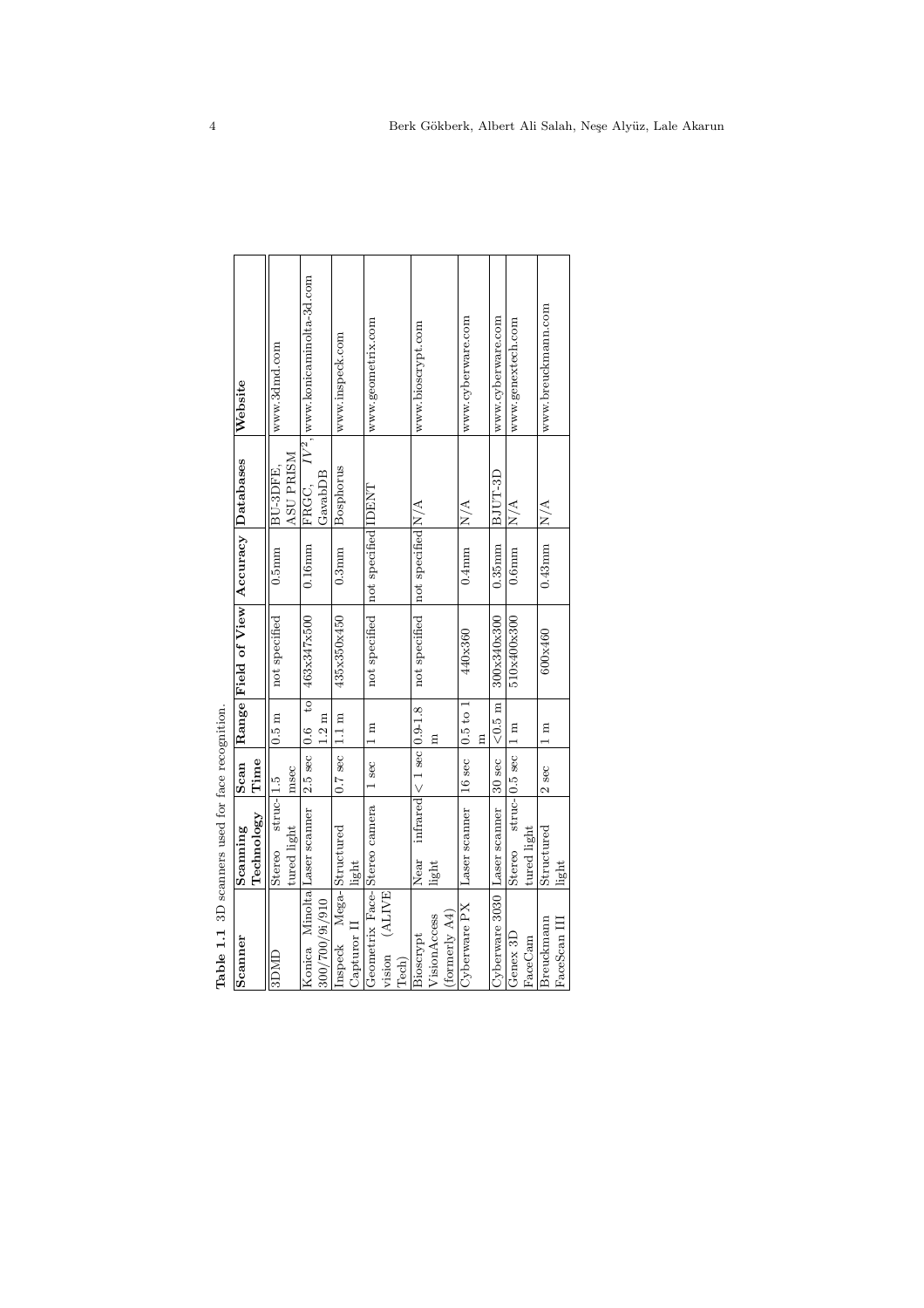**Table 1.1** 3D scanners used for face recognition.

| Scanner | Scanning Technology | Scan Time | Range | Field of View | Accuracy | Databases | Website |
|---|---|---|---|---|---|---|---|
| 3DMD | Stereo structured light | 1.5 msec | 0.5 m | not specified | 0.5mm | BU-3DFE, ASU PRISM | www.3dmd.com |
| Konica Minolta 300/700/9i/910 | Laser scanner | 2.5 sec | 0.6 to 1.2 m | 463x347x500 | 0.16mm | FRGC, $IV^2$, GavabDB | www.konicaminolta-3d.com |
| Inspeck Mega-Capturor II | Structured light | 0.7 sec | 1.1 m | 435x350x450 | 0.3mm | Bosphorus | www.inspeck.com |
| Geometrix Facevision (ALIVE Tech) | Stereo camera | 1 sec | 1 m | not specified | not specified | IDENT | www.geometrix.com |
| Bioscrypt VisionAccess (formerly A4) | Near infrared light | < 1 sec | 0.9-1.8 m | not specified | not specified | N/A | www.bioscrypt.com |
| Cyberware PX | Laser scanner | 16 sec | 0.5 to 1 m | 440x360 | 0.4mm | N/A | www.cyberware.com |
| Cyberware 3030 | Laser scanner | 30 sec | <0.5 m | 300x340x300 | 0.35mm | BJUT-3D | www.cyberware.com |
| Genex 3D FaceCam | Stereo structured light | 0.5 sec | 1 m | 510x400x300 | 0.6mm | N/A | www.genextech.com |
| Breuckmann FaceScan III | Structured light | 2 sec | 1 m | 600x460 | 0.43mm | N/A | www.breuckmann.com |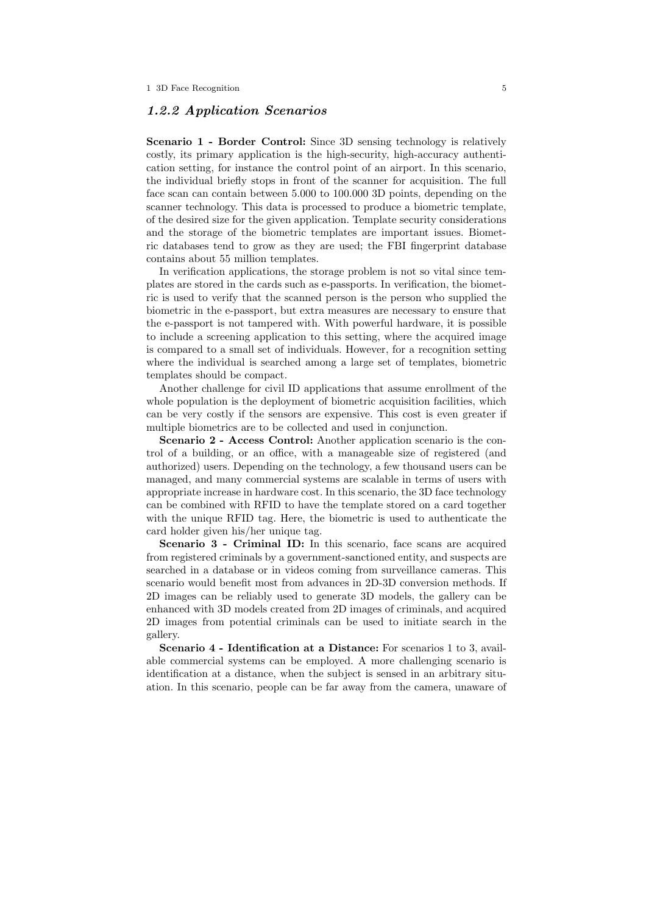### *1.2.2 Application Scenarios*

**Scenario 1 - Border Control:** Since 3D sensing technology is relatively costly, its primary application is the high-security, high-accuracy authentication setting, for instance the control point of an airport. In this scenario, the individual briefly stops in front of the scanner for acquisition. The full face scan can contain between 5.000 to 100.000 3D points, depending on the scanner technology. This data is processed to produce a biometric template, of the desired size for the given application. Template security considerations and the storage of the biometric templates are important issues. Biometric databases tend to grow as they are used; the FBI fingerprint database contains about 55 million templates.

In verification applications, the storage problem is not so vital since templates are stored in the cards such as e-passports. In verification, the biometric is used to verify that the scanned person is the person who supplied the biometric in the e-passport, but extra measures are necessary to ensure that the e-passport is not tampered with. With powerful hardware, it is possible to include a screening application to this setting, where the acquired image is compared to a small set of individuals. However, for a recognition setting where the individual is searched among a large set of templates, biometric templates should be compact.

Another challenge for civil ID applications that assume enrollment of the whole population is the deployment of biometric acquisition facilities, which can be very costly if the sensors are expensive. This cost is even greater if multiple biometrics are to be collected and used in conjunction.

**Scenario 2 - Access Control:** Another application scenario is the control of a building, or an office, with a manageable size of registered (and authorized) users. Depending on the technology, a few thousand users can be managed, and many commercial systems are scalable in terms of users with appropriate increase in hardware cost. In this scenario, the 3D face technology can be combined with RFID to have the template stored on a card together with the unique RFID tag. Here, the biometric is used to authenticate the card holder given his/her unique tag.

**Scenario 3 - Criminal ID:** In this scenario, face scans are acquired from registered criminals by a government-sanctioned entity, and suspects are searched in a database or in videos coming from surveillance cameras. This scenario would benefit most from advances in 2D-3D conversion methods. If 2D images can be reliably used to generate 3D models, the gallery can be enhanced with 3D models created from 2D images of criminals, and acquired 2D images from potential criminals can be used to initiate search in the gallery.

**Scenario 4 - Identification at a Distance:** For scenarios 1 to 3, available commercial systems can be employed. A more challenging scenario is identification at a distance, when the subject is sensed in an arbitrary situation. In this scenario, people can be far away from the camera, unaware of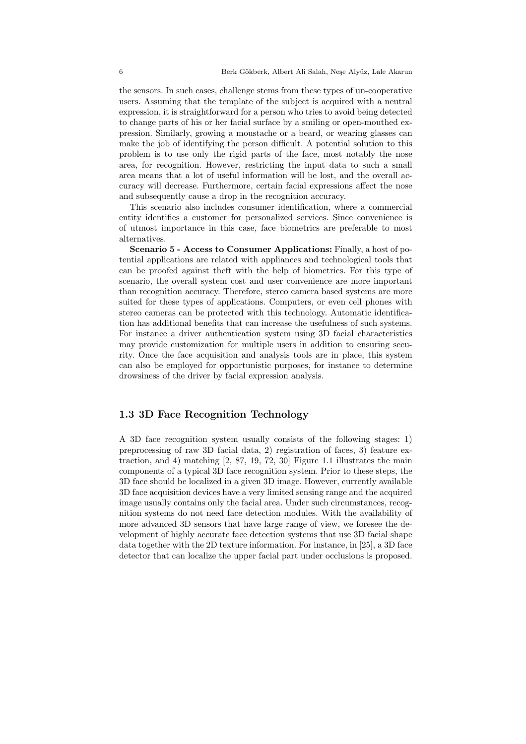the sensors. In such cases, challenge stems from these types of un-cooperative users. Assuming that the template of the subject is acquired with a neutral expression, it is straightforward for a person who tries to avoid being detected to change parts of his or her facial surface by a smiling or open-mouthed expression. Similarly, growing a moustache or a beard, or wearing glasses can make the job of identifying the person difficult. A potential solution to this problem is to use only the rigid parts of the face, most notably the nose area, for recognition. However, restricting the input data to such a small area means that a lot of useful information will be lost, and the overall accuracy will decrease. Furthermore, certain facial expressions affect the nose and subsequently cause a drop in the recognition accuracy.

This scenario also includes consumer identification, where a commercial entity identifies a customer for personalized services. Since convenience is of utmost importance in this case, face biometrics are preferable to most alternatives.

**Scenario 5 - Access to Consumer Applications:** Finally, a host of potential applications are related with appliances and technological tools that can be proofed against theft with the help of biometrics. For this type of scenario, the overall system cost and user convenience are more important than recognition accuracy. Therefore, stereo camera based systems are more suited for these types of applications. Computers, or even cell phones with stereo cameras can be protected with this technology. Automatic identification has additional benefits that can increase the usefulness of such systems. For instance a driver authentication system using 3D facial characteristics may provide customization for multiple users in addition to ensuring security. Once the face acquisition and analysis tools are in place, this system can also be employed for opportunistic purposes, for instance to determine drowsiness of the driver by facial expression analysis.

## 1.3 3D Face Recognition Technology

A 3D face recognition system usually consists of the following stages: 1) preprocessing of raw 3D facial data, 2) registration of faces, 3) feature extraction, and 4) matching [2, 87, 19, 72, 30] Figure 1.1 illustrates the main components of a typical 3D face recognition system. Prior to these steps, the 3D face should be localized in a given 3D image. However, currently available 3D face acquisition devices have a very limited sensing range and the acquired image usually contains only the facial area. Under such circumstances, recognition systems do not need face detection modules. With the availability of more advanced 3D sensors that have large range of view, we foresee the development of highly accurate face detection systems that use 3D facial shape data together with the 2D texture information. For instance, in [25], a 3D face detector that can localize the upper facial part under occlusions is proposed.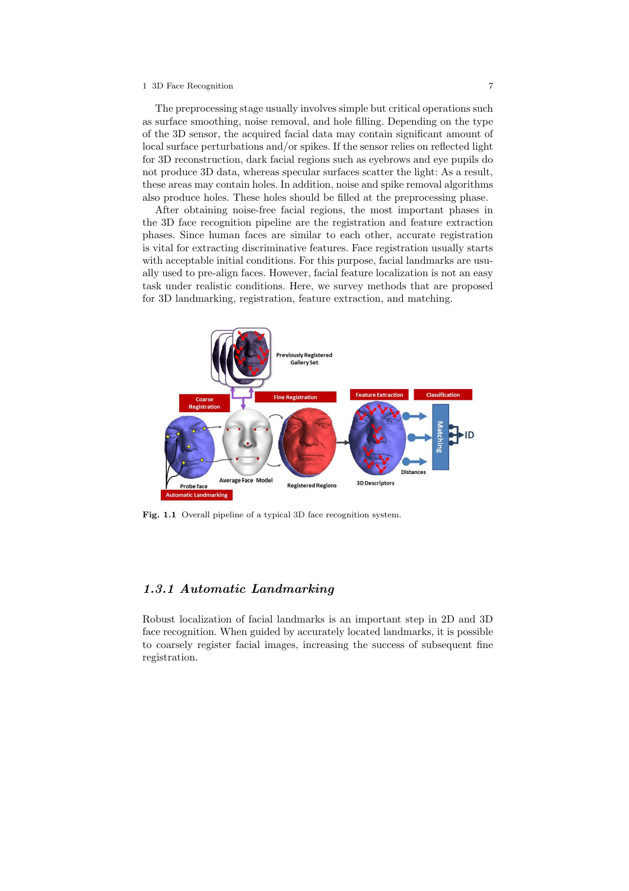The preprocessing stage usually involves simple but critical operations such as surface smoothing, noise removal, and hole filling. Depending on the type of the 3D sensor, the acquired facial data may contain significant amount of local surface perturbations and/or spikes. If the sensor relies on reflected light for 3D reconstruction, dark facial regions such as eyebrows and eye pupils do not produce 3D data, whereas specular surfaces scatter the light: As a result, these areas may contain holes. In addition, noise and spike removal algorithms also produce holes. These holes should be filled at the preprocessing phase.

After obtaining noise-free facial regions, the most important phases in the 3D face recognition pipeline are the registration and feature extraction phases. Since human faces are similar to each other, accurate registration is vital for extracting discriminative features. Face registration usually starts with acceptable initial conditions. For this purpose, facial landmarks are usually used to pre-align faces. However, facial feature localization is not an easy task under realistic conditions. Here, we survey methods that are proposed for 3D landmarking, registration, feature extraction, and matching.

**Fig. 1.1** Overall pipeline of a typical 3D face recognition system.

### *1.3.1 Automatic Landmarking*

Robust localization of facial landmarks is an important step in 2D and 3D face recognition. When guided by accurately located landmarks, it is possible to coarsely register facial images, increasing the success of subsequent fine registration.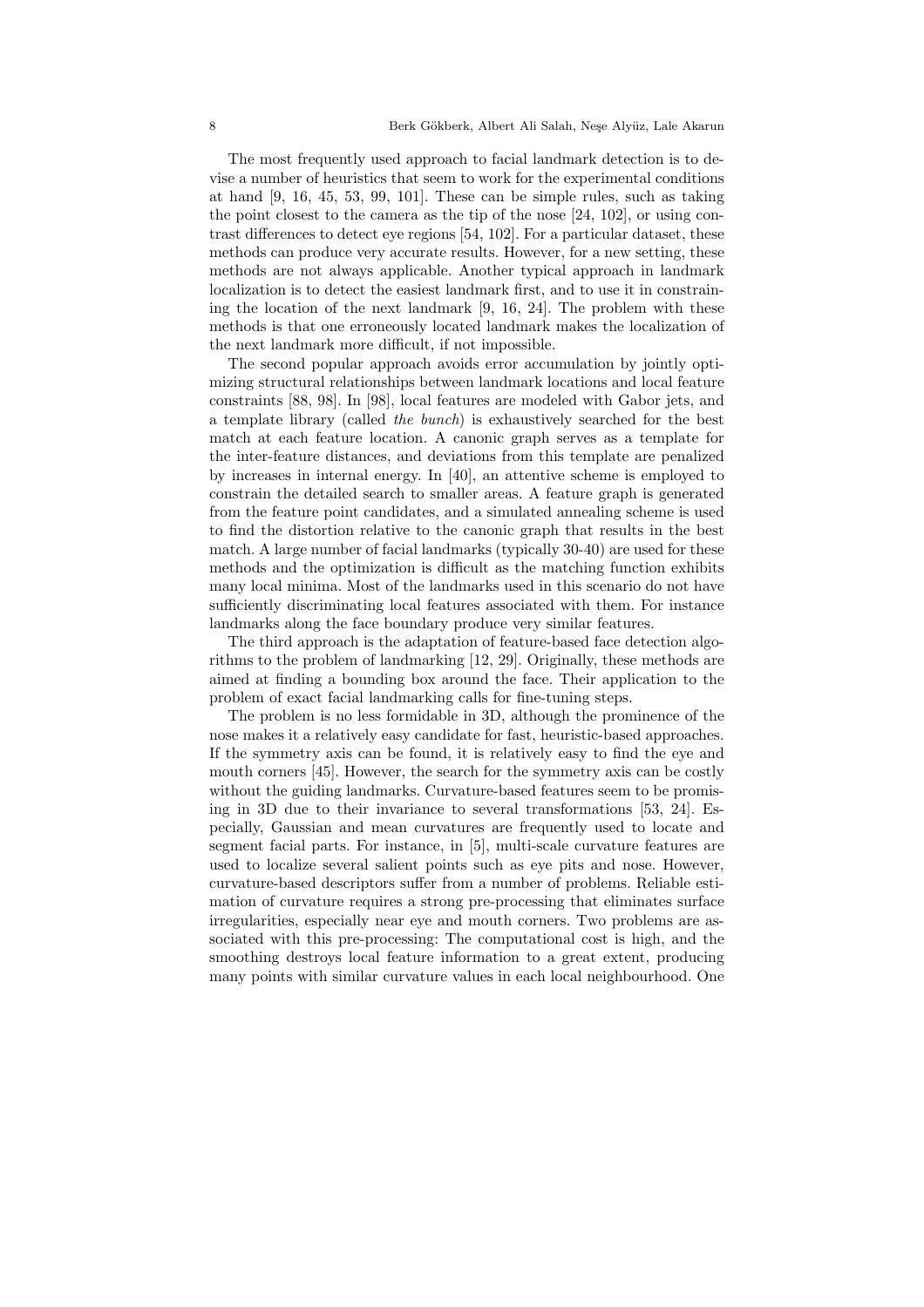The most frequently used approach to facial landmark detection is to devise a number of heuristics that seem to work for the experimental conditions at hand [9, 16, 45, 53, 99, 101]. These can be simple rules, such as taking the point closest to the camera as the tip of the nose [24, 102], or using contrast differences to detect eye regions [54, 102]. For a particular dataset, these methods can produce very accurate results. However, for a new setting, these methods are not always applicable. Another typical approach in landmark localization is to detect the easiest landmark first, and to use it in constraining the location of the next landmark [9, 16, 24]. The problem with these methods is that one erroneously located landmark makes the localization of the next landmark more difficult, if not impossible.

The second popular approach avoids error accumulation by jointly optimizing structural relationships between landmark locations and local feature constraints [88, 98]. In [98], local features are modeled with Gabor jets, and a template library (called *the bunch*) is exhaustively searched for the best match at each feature location. A canonic graph serves as a template for the inter-feature distances, and deviations from this template are penalized by increases in internal energy. In [40], an attentive scheme is employed to constrain the detailed search to smaller areas. A feature graph is generated from the feature point candidates, and a simulated annealing scheme is used to find the distortion relative to the canonic graph that results in the best match. A large number of facial landmarks (typically 30-40) are used for these methods and the optimization is difficult as the matching function exhibits many local minima. Most of the landmarks used in this scenario do not have sufficiently discriminating local features associated with them. For instance landmarks along the face boundary produce very similar features.

The third approach is the adaptation of feature-based face detection algorithms to the problem of landmarking [12, 29]. Originally, these methods are aimed at finding a bounding box around the face. Their application to the problem of exact facial landmarking calls for fine-tuning steps.

The problem is no less formidable in 3D, although the prominence of the nose makes it a relatively easy candidate for fast, heuristic-based approaches. If the symmetry axis can be found, it is relatively easy to find the eye and mouth corners [45]. However, the search for the symmetry axis can be costly without the guiding landmarks. Curvature-based features seem to be promising in 3D due to their invariance to several transformations [53, 24]. Especially, Gaussian and mean curvatures are frequently used to locate and segment facial parts. For instance, in [5], multi-scale curvature features are used to localize several salient points such as eye pits and nose. However, curvature-based descriptors suffer from a number of problems. Reliable estimation of curvature requires a strong pre-processing that eliminates surface irregularities, especially near eye and mouth corners. Two problems are associated with this pre-processing: The computational cost is high, and the smoothing destroys local feature information to a great extent, producing many points with similar curvature values in each local neighbourhood. One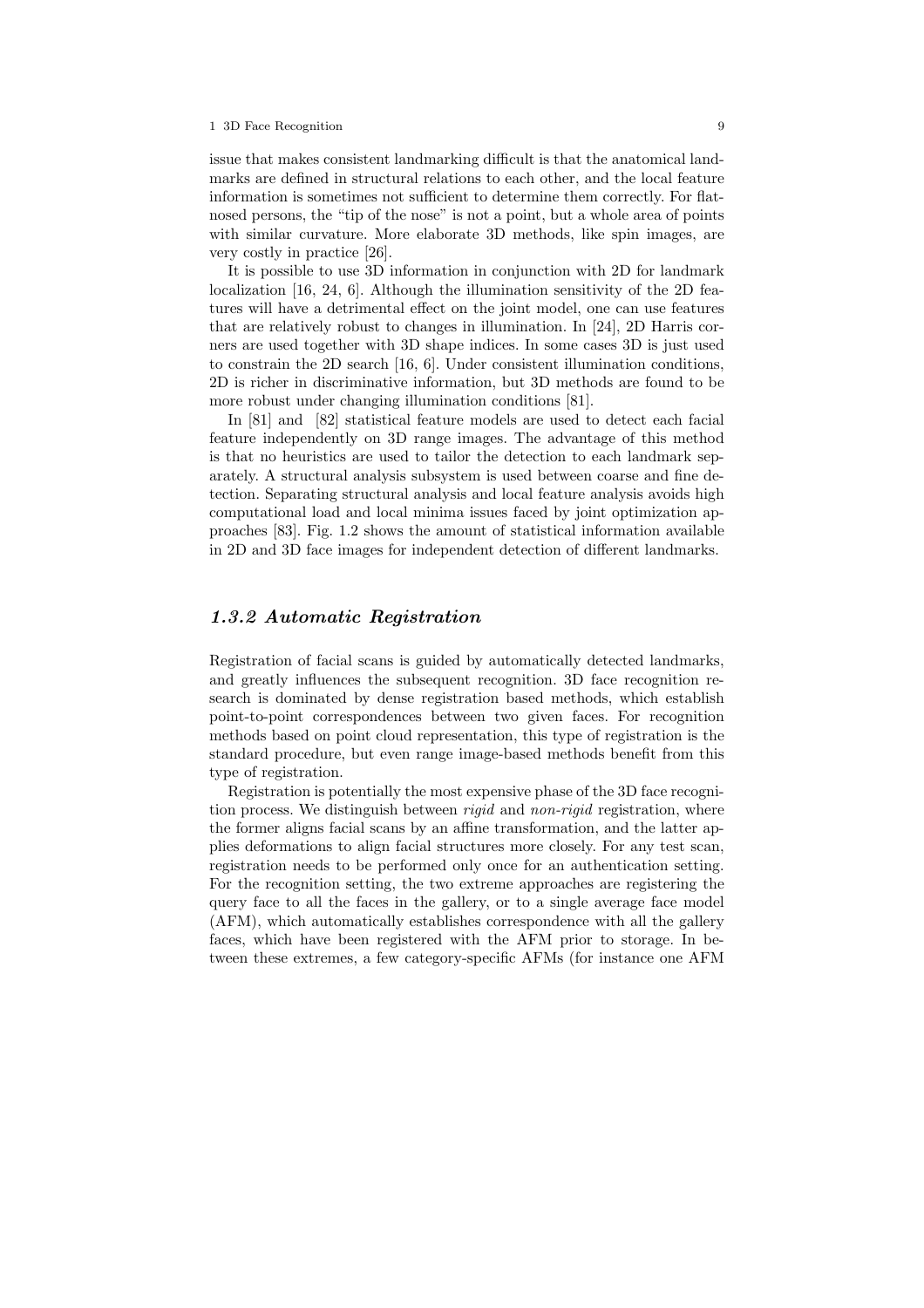issue that makes consistent landmarking difficult is that the anatomical landmarks are defined in structural relations to each other, and the local feature information is sometimes not sufficient to determine them correctly. For flat-nosed persons, the "tip of the nose" is not a point, but a whole area of points with similar curvature. More elaborate 3D methods, like spin images, are very costly in practice [26].

It is possible to use 3D information in conjunction with 2D for landmark localization [16, 24, 6]. Although the illumination sensitivity of the 2D features will have a detrimental effect on the joint model, one can use features that are relatively robust to changes in illumination. In [24], 2D Harris corners are used together with 3D shape indices. In some cases 3D is just used to constrain the 2D search [16, 6]. Under consistent illumination conditions, 2D is richer in discriminative information, but 3D methods are found to be more robust under changing illumination conditions [81].

In [81] and [82] statistical feature models are used to detect each facial feature independently on 3D range images. The advantage of this method is that no heuristics are used to tailor the detection to each landmark separately. A structural analysis subsystem is used between coarse and fine detection. Separating structural analysis and local feature analysis avoids high computational load and local minima issues faced by joint optimization approaches [83]. Fig. 1.2 shows the amount of statistical information available in 2D and 3D face images for independent detection of different landmarks.

### *1.3.2 Automatic Registration*

Registration of facial scans is guided by automatically detected landmarks, and greatly influences the subsequent recognition. 3D face recognition research is dominated by dense registration based methods, which establish point-to-point correspondences between two given faces. For recognition methods based on point cloud representation, this type of registration is the standard procedure, but even range image-based methods benefit from this type of registration.

Registration is potentially the most expensive phase of the 3D face recognition process. We distinguish between *rigid* and *non-rigid* registration, where the former aligns facial scans by an affine transformation, and the latter applies deformations to align facial structures more closely. For any test scan, registration needs to be performed only once for an authentication setting. For the recognition setting, the two extreme approaches are registering the query face to all the faces in the gallery, or to a single average face model (AFM), which automatically establishes correspondence with all the gallery faces, which have been registered with the AFM prior to storage. In between these extremes, a few category-specific AFMs (for instance one AFM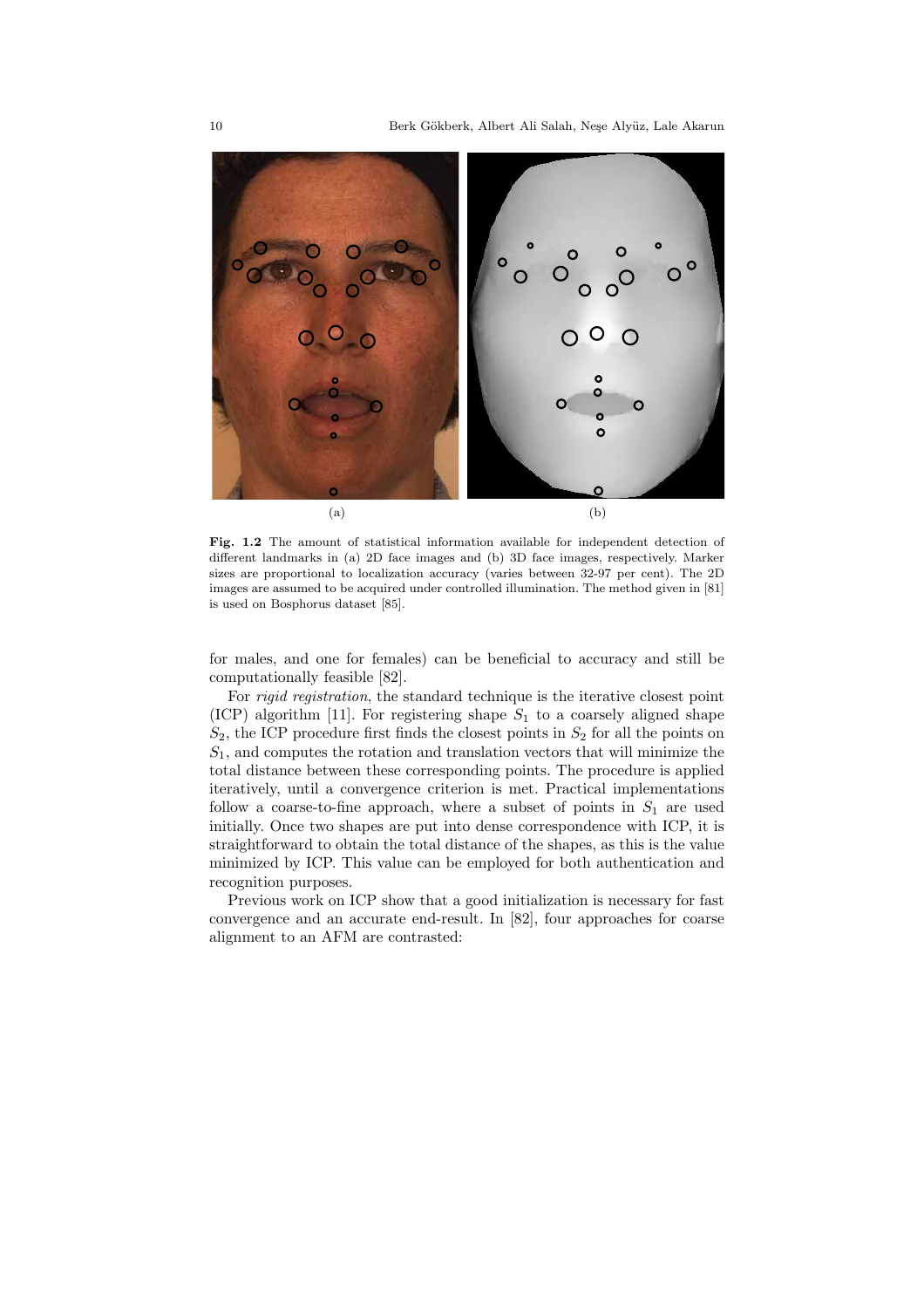(a) (b)

**Fig. 1.2** The amount of statistical information available for independent detection of different landmarks in (a) 2D face images and (b) 3D face images, respectively. Marker sizes are proportional to localization accuracy (varies between 32-97 per cent). The 2D images are assumed to be acquired under controlled illumination. The method given in [81] is used on Bosphorus dataset [85].

for males, and one for females) can be beneficial to accuracy and still be computationally feasible [82].

For *rigid registration*, the standard technique is the iterative closest point (ICP) algorithm [11]. For registering shape $S_1$ to a coarsely aligned shape $S_2$, the ICP procedure first finds the closest points in $S_2$ for all the points on $S_1$, and computes the rotation and translation vectors that will minimize the total distance between these corresponding points. The procedure is applied iteratively, until a convergence criterion is met. Practical implementations follow a coarse-to-fine approach, where a subset of points in $S_1$ are used initially. Once two shapes are put into dense correspondence with ICP, it is straightforward to obtain the total distance of the shapes, as this is the value minimized by ICP. This value can be employed for both authentication and recognition purposes.

Previous work on ICP show that a good initialization is necessary for fast convergence and an accurate end-result. In [82], four approaches for coarse alignment to an AFM are contrasted: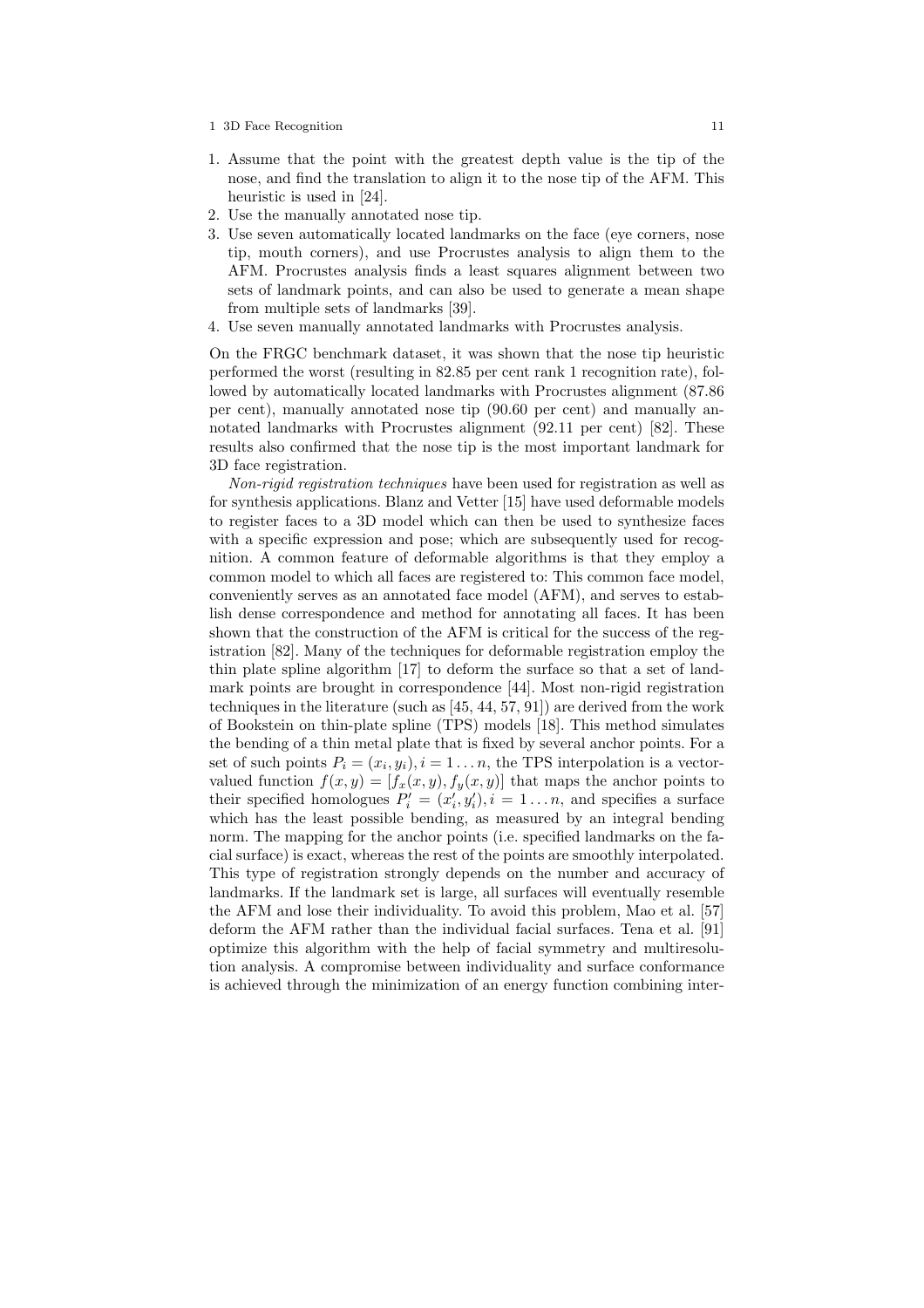1. Assume that the point with the greatest depth value is the tip of the nose, and find the translation to align it to the nose tip of the AFM. This heuristic is used in [24].
2. Use the manually annotated nose tip.
3. Use seven automatically located landmarks on the face (eye corners, nose tip, mouth corners), and use Procrustes analysis to align them to the AFM. Procrustes analysis finds a least squares alignment between two sets of landmark points, and can also be used to generate a mean shape from multiple sets of landmarks [39].
4. Use seven manually annotated landmarks with Procrustes analysis.

On the FRGC benchmark dataset, it was shown that the nose tip heuristic performed the worst (resulting in 82.85 per cent rank 1 recognition rate), followed by automatically located landmarks with Procrustes alignment (87.86 per cent), manually annotated nose tip (90.60 per cent) and manually annotated landmarks with Procrustes alignment (92.11 per cent) [82]. These results also confirmed that the nose tip is the most important landmark for 3D face registration.

*Non-rigid registration techniques* have been used for registration as well as for synthesis applications. Blanz and Vetter [15] have used deformable models to register faces to a 3D model which can then be used to synthesize faces with a specific expression and pose; which are subsequently used for recognition. A common feature of deformable algorithms is that they employ a common model to which all faces are registered to: This common face model, conveniently serves as an annotated face model (AFM), and serves to establish dense correspondence and method for annotating all faces. It has been shown that the construction of the AFM is critical for the success of the registration [82]. Many of the techniques for deformable registration employ the thin plate spline algorithm [17] to deform the surface so that a set of landmark points are brought in correspondence [44]. Most non-rigid registration techniques in the literature (such as [45, 44, 57, 91]) are derived from the work of Bookstein on thin-plate spline (TPS) models [18]. This method simulates the bending of a thin metal plate that is fixed by several anchor points. For a set of such points $P_i = (x_i, y_i), i = 1 \ldots n$, the TPS interpolation is a vector-valued function $f(x, y) = [f_x(x, y), f_y(x, y)]$ that maps the anchor points to their specified homologues $P'_i = (x'_i, y'_i), i = 1 \ldots n$, and specifies a surface which has the least possible bending, as measured by an integral bending norm. The mapping for the anchor points (i.e. specified landmarks on the facial surface) is exact, whereas the rest of the points are smoothly interpolated. This type of registration strongly depends on the number and accuracy of landmarks. If the landmark set is large, all surfaces will eventually resemble the AFM and lose their individuality. To avoid this problem, Mao et al. [57] deform the AFM rather than the individual facial surfaces. Tena et al. [91] optimize this algorithm with the help of facial symmetry and multiresolution analysis. A compromise between individuality and surface conformance is achieved through the minimization of an energy function combining inter-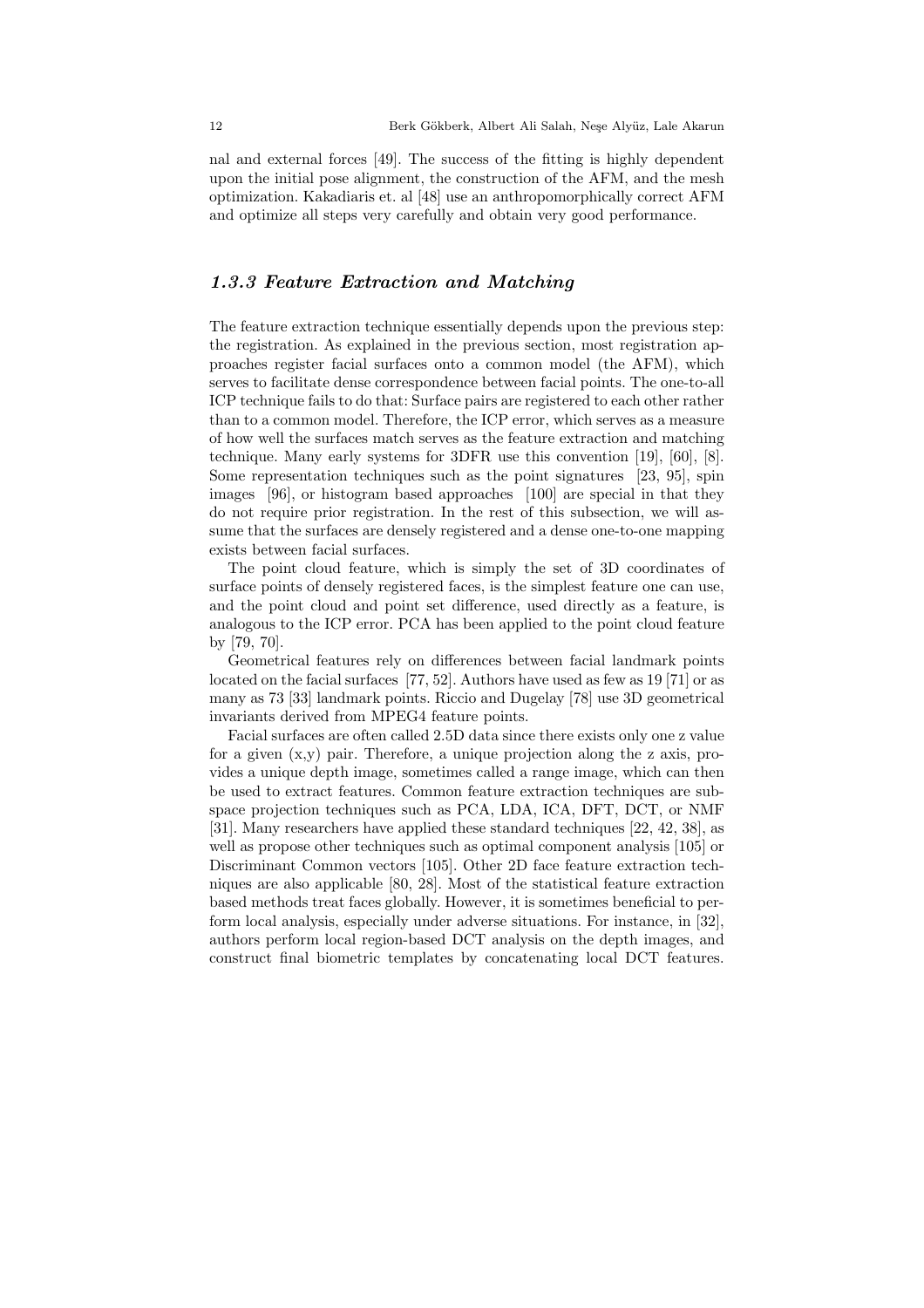nal and external forces [49]. The success of the fitting is highly dependent upon the initial pose alignment, the construction of the AFM, and the mesh optimization. Kakadiaris et. al [48] use an anthropomorphically correct AFM and optimize all steps very carefully and obtain very good performance.

### *1.3.3 Feature Extraction and Matching*

The feature extraction technique essentially depends upon the previous step: the registration. As explained in the previous section, most registration approaches register facial surfaces onto a common model (the AFM), which serves to facilitate dense correspondence between facial points. The one-to-all ICP technique fails to do that: Surface pairs are registered to each other rather than to a common model. Therefore, the ICP error, which serves as a measure of how well the surfaces match serves as the feature extraction and matching technique. Many early systems for 3DFR use this convention [19], [60], [8]. Some representation techniques such as the point signatures [23, 95], spin images [96], or histogram based approaches [100] are special in that they do not require prior registration. In the rest of this subsection, we will assume that the surfaces are densely registered and a dense one-to-one mapping exists between facial surfaces.

The point cloud feature, which is simply the set of 3D coordinates of surface points of densely registered faces, is the simplest feature one can use, and the point cloud and point set difference, used directly as a feature, is analogous to the ICP error. PCA has been applied to the point cloud feature by [79, 70].

Geometrical features rely on differences between facial landmark points located on the facial surfaces [77, 52]. Authors have used as few as 19 [71] or as many as 73 [33] landmark points. Riccio and Dugelay [78] use 3D geometrical invariants derived from MPEG4 feature points.

Facial surfaces are often called 2.5D data since there exists only one z value for a given (x,y) pair. Therefore, a unique projection along the z axis, provides a unique depth image, sometimes called a range image, which can then be used to extract features. Common feature extraction techniques are subspace projection techniques such as PCA, LDA, ICA, DFT, DCT, or NMF [31]. Many researchers have applied these standard techniques [22, 42, 38], as well as propose other techniques such as optimal component analysis [105] or Discriminant Common vectors [105]. Other 2D face feature extraction techniques are also applicable [80, 28]. Most of the statistical feature extraction based methods treat faces globally. However, it is sometimes beneficial to perform local analysis, especially under adverse situations. For instance, in [32], authors perform local region-based DCT analysis on the depth images, and construct final biometric templates by concatenating local DCT features.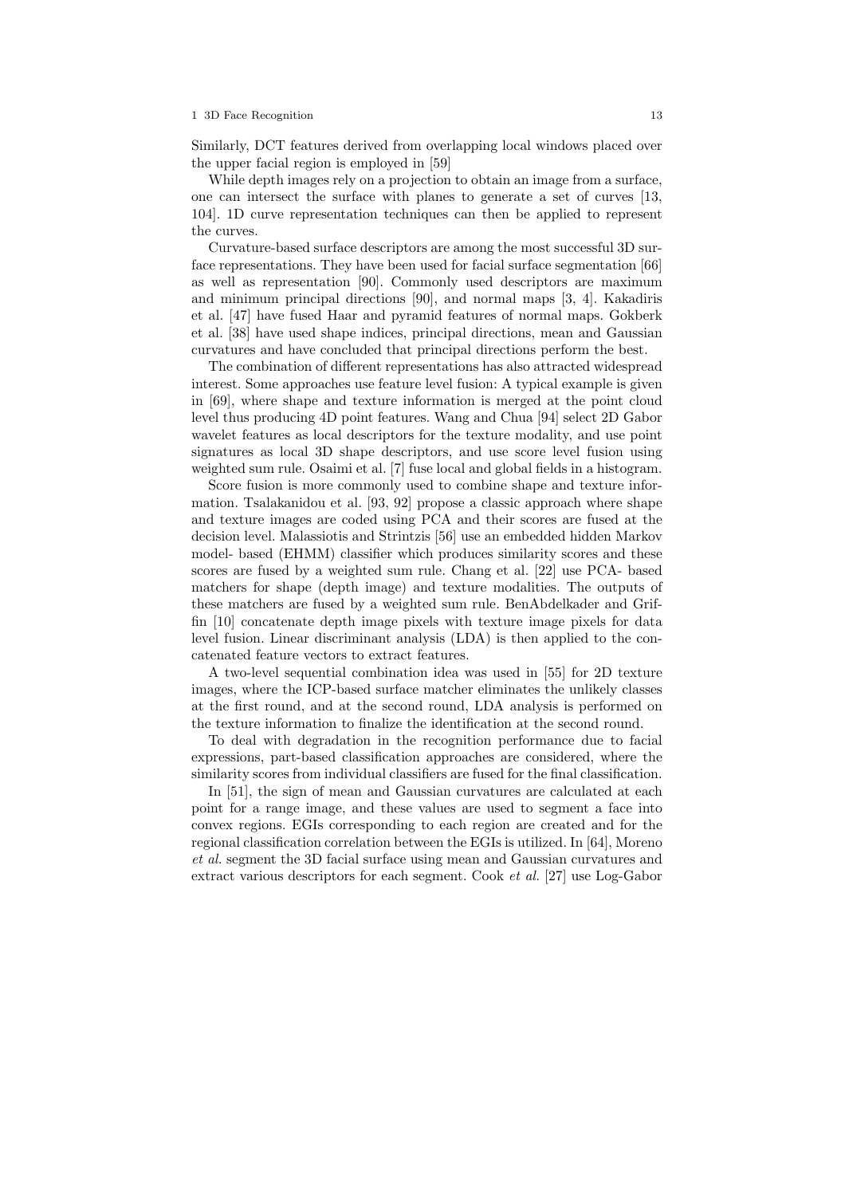Similarly, DCT features derived from overlapping local windows placed over the upper facial region is employed in [59]

While depth images rely on a projection to obtain an image from a surface, one can intersect the surface with planes to generate a set of curves [13, 104]. 1D curve representation techniques can then be applied to represent the curves.

Curvature-based surface descriptors are among the most successful 3D surface representations. They have been used for facial surface segmentation [66] as well as representation [90]. Commonly used descriptors are maximum and minimum principal directions [90], and normal maps [3, 4]. Kakadiris et al. [47] have fused Haar and pyramid features of normal maps. Gokberk et al. [38] have used shape indices, principal directions, mean and Gaussian curvatures and have concluded that principal directions perform the best.

The combination of different representations has also attracted widespread interest. Some approaches use feature level fusion: A typical example is given in [69], where shape and texture information is merged at the point cloud level thus producing 4D point features. Wang and Chua [94] select 2D Gabor wavelet features as local descriptors for the texture modality, and use point signatures as local 3D shape descriptors, and use score level fusion using weighted sum rule. Osaimi et al. [7] fuse local and global fields in a histogram.

Score fusion is more commonly used to combine shape and texture information. Tsalakanidou et al. [93, 92] propose a classic approach where shape and texture images are coded using PCA and their scores are fused at the decision level. Malassiotis and Strintzis [56] use an embedded hidden Markov model- based (EHMM) classifier which produces similarity scores and these scores are fused by a weighted sum rule. Chang et al. [22] use PCA- based matchers for shape (depth image) and texture modalities. The outputs of these matchers are fused by a weighted sum rule. BenAbdelkader and Griffin [10] concatenate depth image pixels with texture image pixels for data level fusion. Linear discriminant analysis (LDA) is then applied to the concatenated feature vectors to extract features.

A two-level sequential combination idea was used in [55] for 2D texture images, where the ICP-based surface matcher eliminates the unlikely classes at the first round, and at the second round, LDA analysis is performed on the texture information to finalize the identification at the second round.

To deal with degradation in the recognition performance due to facial expressions, part-based classification approaches are considered, where the similarity scores from individual classifiers are fused for the final classification.

In [51], the sign of mean and Gaussian curvatures are calculated at each point for a range image, and these values are used to segment a face into convex regions. EGIs corresponding to each region are created and for the regional classification correlation between the EGIs is utilized. In [64], Moreno *et al.* segment the 3D facial surface using mean and Gaussian curvatures and extract various descriptors for each segment. Cook *et al.* [27] use Log-Gabor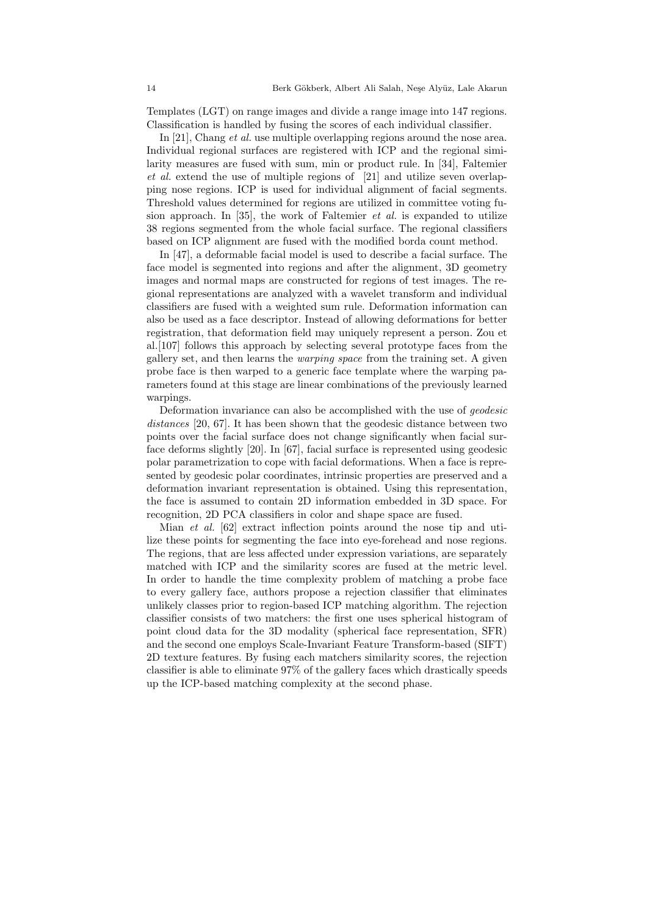Templates (LGT) on range images and divide a range image into 147 regions. Classification is handled by fusing the scores of each individual classifier.

In [21], Chang *et al.* use multiple overlapping regions around the nose area. Individual regional surfaces are registered with ICP and the regional similarity measures are fused with sum, min or product rule. In [34], Faltemier *et al.* extend the use of multiple regions of [21] and utilize seven overlapping nose regions. ICP is used for individual alignment of facial segments. Threshold values determined for regions are utilized in committee voting fusion approach. In [35], the work of Faltemier *et al.* is expanded to utilize 38 regions segmented from the whole facial surface. The regional classifiers based on ICP alignment are fused with the modified borda count method.

In [47], a deformable facial model is used to describe a facial surface. The face model is segmented into regions and after the alignment, 3D geometry images and normal maps are constructed for regions of test images. The regional representations are analyzed with a wavelet transform and individual classifiers are fused with a weighted sum rule. Deformation information can also be used as a face descriptor. Instead of allowing deformations for better registration, that deformation field may uniquely represent a person. Zou et al.[107] follows this approach by selecting several prototype faces from the gallery set, and then learns the *warping space* from the training set. A given probe face is then warped to a generic face template where the warping parameters found at this stage are linear combinations of the previously learned warpings.

Deformation invariance can also be accomplished with the use of *geodesic distances* [20, 67]. It has been shown that the geodesic distance between two points over the facial surface does not change significantly when facial surface deforms slightly [20]. In [67], facial surface is represented using geodesic polar parametrization to cope with facial deformations. When a face is represented by geodesic polar coordinates, intrinsic properties are preserved and a deformation invariant representation is obtained. Using this representation, the face is assumed to contain 2D information embedded in 3D space. For recognition, 2D PCA classifiers in color and shape space are fused.

Mian *et al.* [62] extract inflection points around the nose tip and utilize these points for segmenting the face into eye-forehead and nose regions. The regions, that are less affected under expression variations, are separately matched with ICP and the similarity scores are fused at the metric level. In order to handle the time complexity problem of matching a probe face to every gallery face, authors propose a rejection classifier that eliminates unlikely classes prior to region-based ICP matching algorithm. The rejection classifier consists of two matchers: the first one uses spherical histogram of point cloud data for the 3D modality (spherical face representation, SFR) and the second one employs Scale-Invariant Feature Transform-based (SIFT) 2D texture features. By fusing each matchers similarity scores, the rejection classifier is able to eliminate 97% of the gallery faces which drastically speeds up the ICP-based matching complexity at the second phase.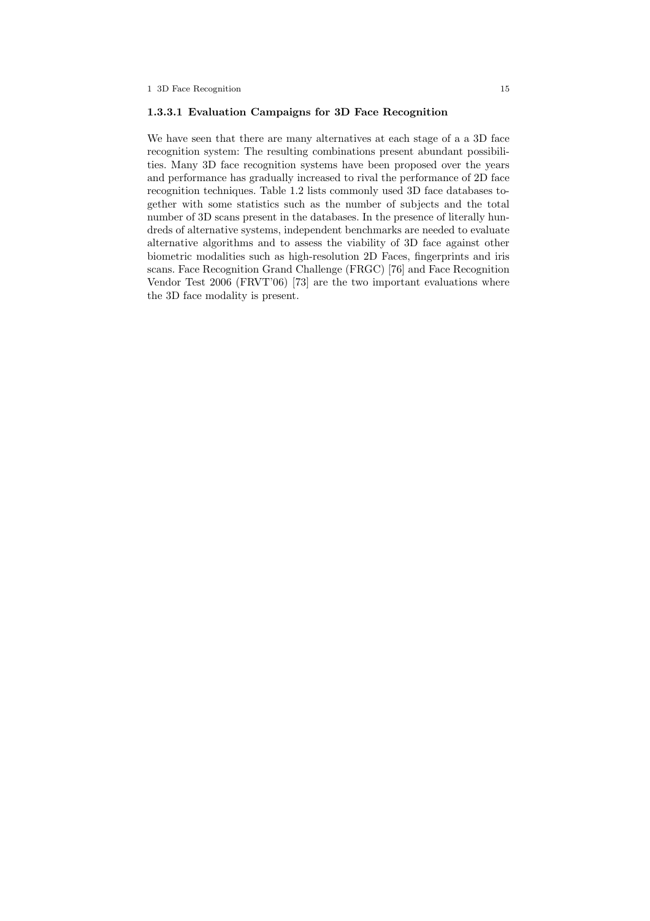#### 1.3.3.1 Evaluation Campaigns for 3D Face Recognition

We have seen that there are many alternatives at each stage of a a 3D face recognition system: The resulting combinations present abundant possibilities. Many 3D face recognition systems have been proposed over the years and performance has gradually increased to rival the performance of 2D face recognition techniques. Table 1.2 lists commonly used 3D face databases together with some statistics such as the number of subjects and the total number of 3D scans present in the databases. In the presence of literally hundreds of alternative systems, independent benchmarks are needed to evaluate alternative algorithms and to assess the viability of 3D face against other biometric modalities such as high-resolution 2D Faces, fingerprints and iris scans. Face Recognition Grand Challenge (FRGC) [76] and Face Recognition Vendor Test 2006 (FRVT'06) [73] are the two important evaluations where the 3D face modality is present.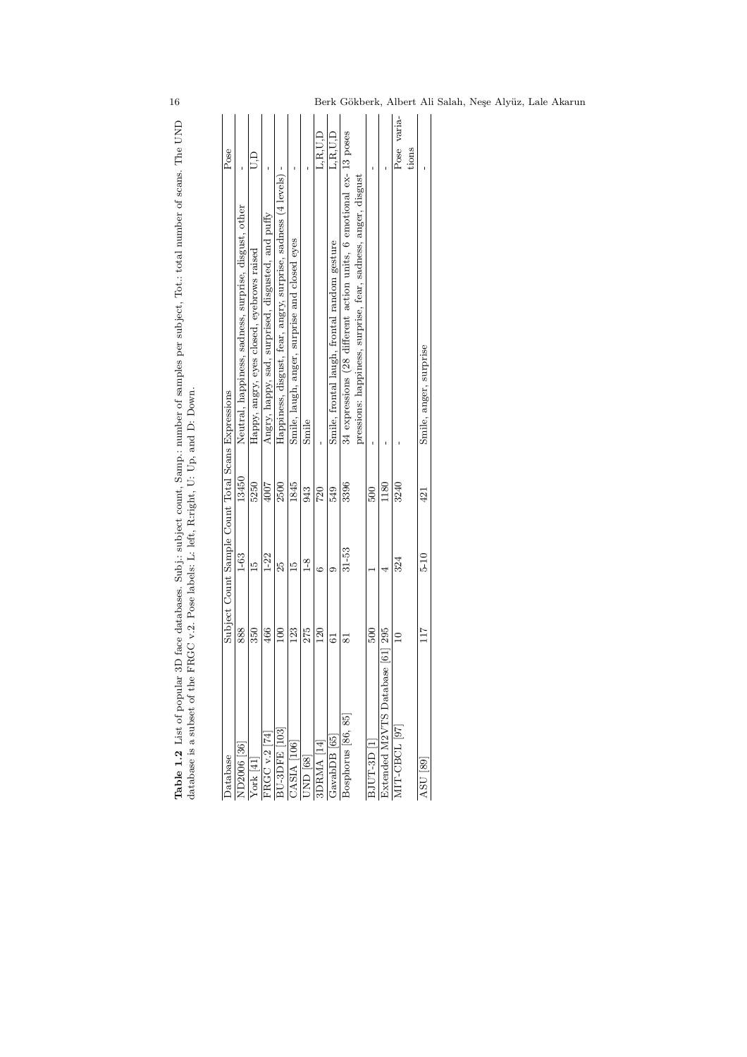**Table 1.2** List of popular 3D face databases. Subj.: subject count, Samp.: number of samples per subject, Tot.: total number of scans. The UND database is a subset of the FRGC v.2. Pose labels: L: left, R:right, U: Up, and D: Down.

| Database | Subject Count | Sample Count | Total Scans | Expressions | Pose |
|---|---|---|---|---|---|
| ND2006 [36] | 888 | 1-63 | 13450 | Neutral, happiness, sadness, surprise, disgust, other | - |
| York [41] | 350 | 15 | 5250 | Happy, angry, eyes closed, eyebrows raised | U,D |
| FRGC v.2 [74] | 466 | 1-22 | 4007 | Angry, happy, sad, surprised, disgusted, and puffy | - |
| BU-3DFE [103] | 100 | 25 | 2500 | Happiness, disgust, fear, angry, surprise, sadness (4 levels) | - |
| CASIA [106] | 123 | 15 | 1845 | Smile, laugh, anger, surprise and closed eyes | - |
| UND [68] | 275 | 1-8 | 943 | Smile | - |
| 3DRMA [14] | 120 | 6 | 720 | - | L,R,U,D |
| GavabDB [65] | 61 | 9 | 549 | Smile, frontal laugh, frontal random gesture | L,R,U,D |
| Bosphorus [86, 85] | 81 | 31-53 | 3396 | 34 expressions (28 different action units, 6 emotional expressions: happiness, surprise, fear, sadness, anger, disgust | 13 poses |
| BJUT-3D [1] | 500 | 1 | 500 | - | - |
| Extended M2VTS Database [61] | 295 | 4 | 1180 | - | - |
| MIT-CBCL [97] | 10 | 324 | 3240 | - | Pose variations |
| ASU [89] | 117 | 5-10 | 421 | Smile, anger, surprise | - |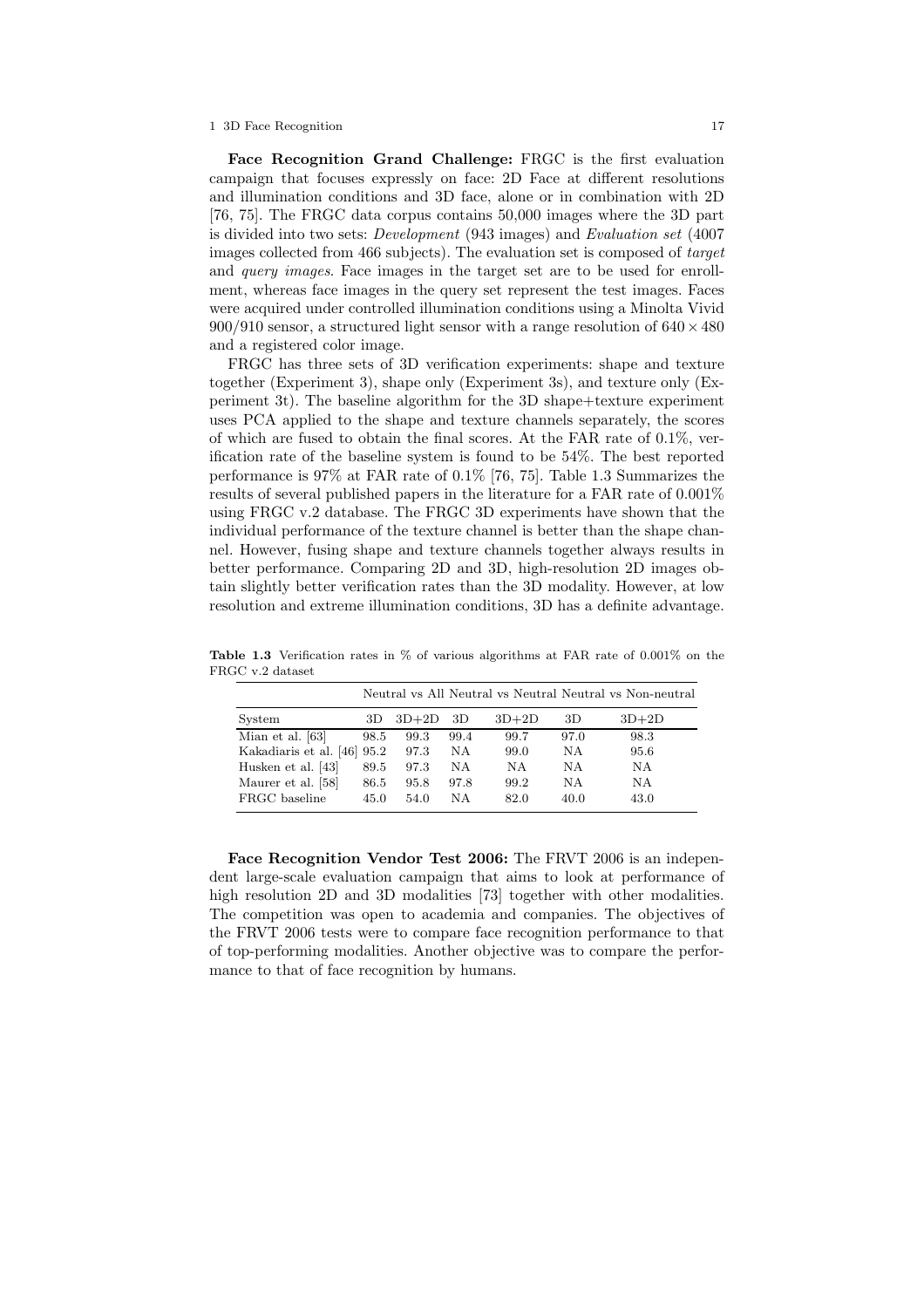**Face Recognition Grand Challenge:** FRGC is the first evaluation campaign that focuses expressly on face: 2D Face at different resolutions and illumination conditions and 3D face, alone or in combination with 2D [76, 75]. The FRGC data corpus contains 50,000 images where the 3D part is divided into two sets: *Development* (943 images) and *Evaluation set* (4007 images collected from 466 subjects). The evaluation set is composed of *target* and *query images*. Face images in the target set are to be used for enrollment, whereas face images in the query set represent the test images. Faces were acquired under controlled illumination conditions using a Minolta Vivid 900/910 sensor, a structured light sensor with a range resolution of $640 \times 480$ and a registered color image.

FRGC has three sets of 3D verification experiments: shape and texture together (Experiment 3), shape only (Experiment 3s), and texture only (Experiment 3t). The baseline algorithm for the 3D shape+texture experiment uses PCA applied to the shape and texture channels separately, the scores of which are fused to obtain the final scores. At the FAR rate of 0.1%, verification rate of the baseline system is found to be 54%. The best reported performance is 97% at FAR rate of 0.1% [76, 75]. Table 1.3 Summarizes the results of several published papers in the literature for a FAR rate of 0.001% using FRGC v.2 database. The FRGC 3D experiments have shown that the individual performance of the texture channel is better than the shape channel. However, fusing shape and texture channels together always results in better performance. Comparing 2D and 3D, high-resolution 2D images obtain slightly better verification rates than the 3D modality. However, at low resolution and extreme illumination conditions, 3D has a definite advantage.

**Table 1.3** Verification rates in % of various algorithms at FAR rate of 0.001% on the FRGC v.2 dataset

| | Neutral vs All | | Neutral vs Neutral | | Neutral vs Non-neutral | |
|---|---|---|---|---|---|---|
| System | 3D | 3D+2D | 3D | 3D+2D | 3D | 3D+2D |
| Mian et al. [63] | 98.5 | 99.3 | 99.4 | 99.7 | 97.0 | 98.3 |
| Kakadiaris et al. [46] | 95.2 | 97.3 | NA | 99.0 | NA | 95.6 |
| Husken et al. [43] | 89.5 | 97.3 | NA | NA | NA | NA |
| Maurer et al. [58] | 86.5 | 95.8 | 97.8 | 99.2 | NA | NA |
| FRGC baseline | 45.0 | 54.0 | NA | 82.0 | 40.0 | 43.0 |

**Face Recognition Vendor Test 2006:** The FRVT 2006 is an independent large-scale evaluation campaign that aims to look at performance of high resolution 2D and 3D modalities [73] together with other modalities. The competition was open to academia and companies. The objectives of the FRVT 2006 tests were to compare face recognition performance to that of top-performing modalities. Another objective was to compare the performance to that of face recognition by humans.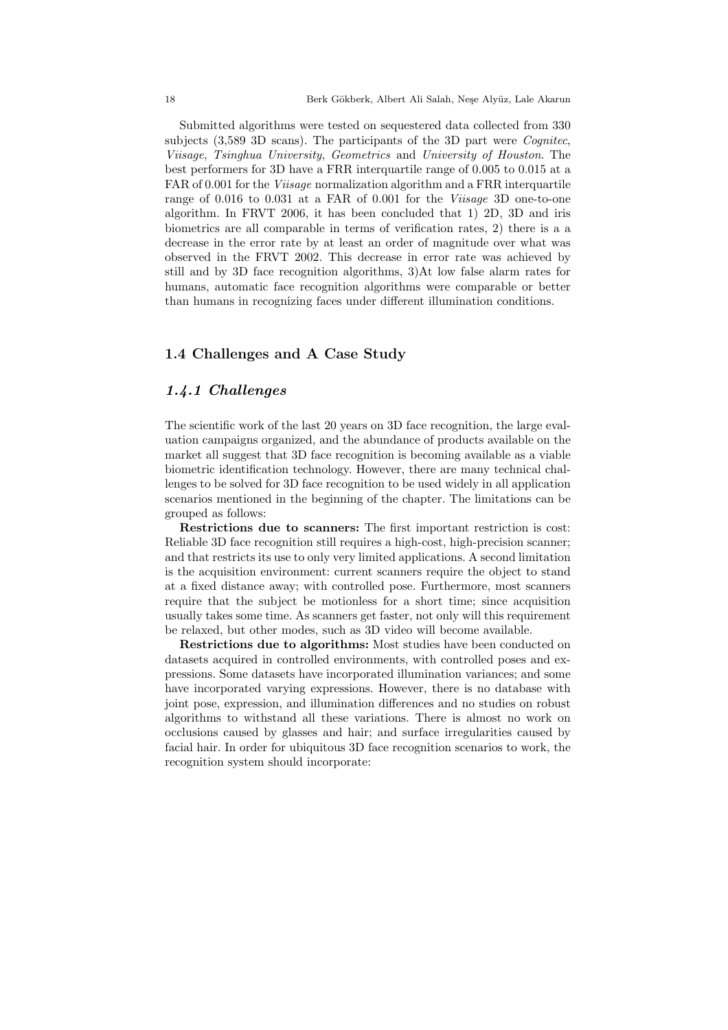Submitted algorithms were tested on sequestered data collected from 330 subjects (3,589 3D scans). The participants of the 3D part were *Cognitec*, *Viisage*, *Tsinghua University*, *Geometrics* and *University of Houston*. The best performers for 3D have a FRR interquartile range of 0.005 to 0.015 at a FAR of 0.001 for the *Viisage* normalization algorithm and a FRR interquartile range of 0.016 to 0.031 at a FAR of 0.001 for the *Viisage* 3D one-to-one algorithm. In FRVT 2006, it has been concluded that 1) 2D, 3D and iris biometrics are all comparable in terms of verification rates, 2) there is a a decrease in the error rate by at least an order of magnitude over what was observed in the FRVT 2002. This decrease in error rate was achieved by still and by 3D face recognition algorithms, 3)At low false alarm rates for humans, automatic face recognition algorithms were comparable or better than humans in recognizing faces under different illumination conditions.

## 1.4 Challenges and A Case Study

### *1.4.1 Challenges*

The scientific work of the last 20 years on 3D face recognition, the large evaluation campaigns organized, and the abundance of products available on the market all suggest that 3D face recognition is becoming available as a viable biometric identification technology. However, there are many technical challenges to be solved for 3D face recognition to be used widely in all application scenarios mentioned in the beginning of the chapter. The limitations can be grouped as follows:

**Restrictions due to scanners:** The first important restriction is cost: Reliable 3D face recognition still requires a high-cost, high-precision scanner; and that restricts its use to only very limited applications. A second limitation is the acquisition environment: current scanners require the object to stand at a fixed distance away; with controlled pose. Furthermore, most scanners require that the subject be motionless for a short time; since acquisition usually takes some time. As scanners get faster, not only will this requirement be relaxed, but other modes, such as 3D video will become available.

**Restrictions due to algorithms:** Most studies have been conducted on datasets acquired in controlled environments, with controlled poses and expressions. Some datasets have incorporated illumination variances; and some have incorporated varying expressions. However, there is no database with joint pose, expression, and illumination differences and no studies on robust algorithms to withstand all these variations. There is almost no work on occlusions caused by glasses and hair; and surface irregularities caused by facial hair. In order for ubiquitous 3D face recognition scenarios to work, the recognition system should incorporate: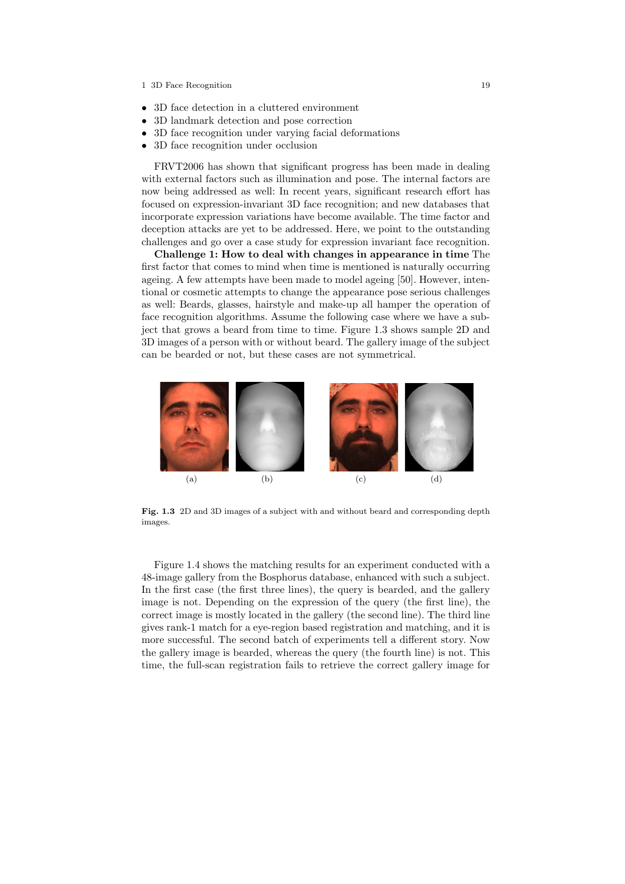- 3D face detection in a cluttered environment
- 3D landmark detection and pose correction
- 3D face recognition under varying facial deformations
- 3D face recognition under occlusion

FRVT2006 has shown that significant progress has been made in dealing with external factors such as illumination and pose. The internal factors are now being addressed as well: In recent years, significant research effort has focused on expression-invariant 3D face recognition; and new databases that incorporate expression variations have become available. The time factor and deception attacks are yet to be addressed. Here, we point to the outstanding challenges and go over a case study for expression invariant face recognition.

**Challenge 1: How to deal with changes in appearance in time** The first factor that comes to mind when time is mentioned is naturally occurring ageing. A few attempts have been made to model ageing [50]. However, intentional or cosmetic attempts to change the appearance pose serious challenges as well: Beards, glasses, hairstyle and make-up all hamper the operation of face recognition algorithms. Assume the following case where we have a subject that grows a beard from time to time. Figure 1.3 shows sample 2D and 3D images of a person with or without beard. The gallery image of the subject can be bearded or not, but these cases are not symmetrical.

(a) (b) (c) (d)

**Fig. 1.3** 2D and 3D images of a subject with and without beard and corresponding depth images.

Figure 1.4 shows the matching results for an experiment conducted with a 48-image gallery from the Bosphorus database, enhanced with such a subject. In the first case (the first three lines), the query is bearded, and the gallery image is not. Depending on the expression of the query (the first line), the correct image is mostly located in the gallery (the second line). The third line gives rank-1 match for a eye-region based registration and matching, and it is more successful. The second batch of experiments tell a different story. Now the gallery image is bearded, whereas the query (the fourth line) is not. This time, the full-scan registration fails to retrieve the correct gallery image for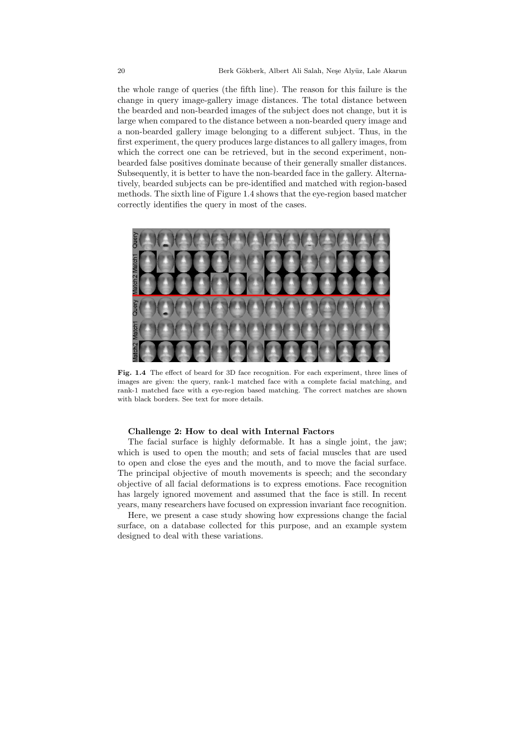the whole range of queries (the fifth line). The reason for this failure is the change in query image-gallery image distances. The total distance between the bearded and non-bearded images of the subject does not change, but it is large when compared to the distance between a non-bearded query image and a non-bearded gallery image belonging to a different subject. Thus, in the first experiment, the query produces large distances to all gallery images, from which the correct one can be retrieved, but in the second experiment, non-bearded false positives dominate because of their generally smaller distances. Subsequently, it is better to have the non-bearded face in the gallery. Alternatively, bearded subjects can be pre-identified and matched with region-based methods. The sixth line of Figure 1.4 shows that the eye-region based matcher correctly identifies the query in most of the cases.

**Fig. 1.4** The effect of beard for 3D face recognition. For each experiment, three lines of images are given: the query, rank-1 matched face with a complete facial matching, and rank-1 matched face with a eye-region based matching. The correct matches are shown with black borders. See text for more details.

**Challenge 2: How to deal with Internal Factors**

The facial surface is highly deformable. It has a single joint, the jaw; which is used to open the mouth; and sets of facial muscles that are used to open and close the eyes and the mouth, and to move the facial surface. The principal objective of mouth movements is speech; and the secondary objective of all facial deformations is to express emotions. Face recognition has largely ignored movement and assumed that the face is still. In recent years, many researchers have focused on expression invariant face recognition.

Here, we present a case study showing how expressions change the facial surface, on a database collected for this purpose, and an example system designed to deal with these variations.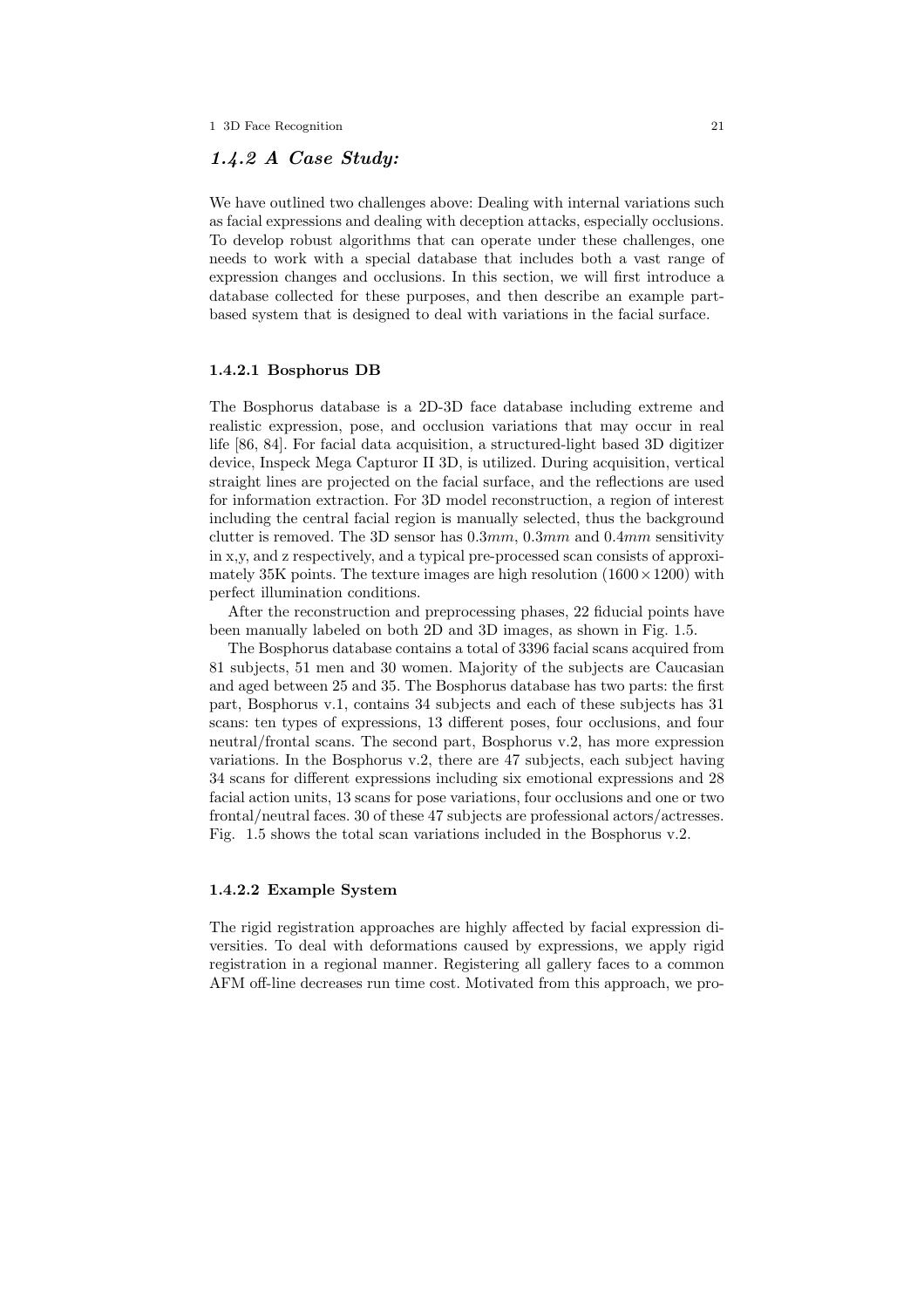### *1.4.2 A Case Study:*

We have outlined two challenges above: Dealing with internal variations such as facial expressions and dealing with deception attacks, especially occlusions. To develop robust algorithms that can operate under these challenges, one needs to work with a special database that includes both a vast range of expression changes and occlusions. In this section, we will first introduce a database collected for these purposes, and then describe an example part-based system that is designed to deal with variations in the facial surface.

#### 1.4.2.1 Bosphorus DB

The Bosphorus database is a 2D-3D face database including extreme and realistic expression, pose, and occlusion variations that may occur in real life [86, 84]. For facial data acquisition, a structured-light based 3D digitizer device, Inspeck Mega Capturor II 3D, is utilized. During acquisition, vertical straight lines are projected on the facial surface, and the reflections are used for information extraction. For 3D model reconstruction, a region of interest including the central facial region is manually selected, thus the background clutter is removed. The 3D sensor has $0.3mm$, $0.3mm$ and $0.4mm$ sensitivity in x,y, and z respectively, and a typical pre-processed scan consists of approximately 35K points. The texture images are high resolution ($1600 \times 1200$) with perfect illumination conditions.

After the reconstruction and preprocessing phases, 22 fiducial points have been manually labeled on both 2D and 3D images, as shown in Fig. 1.5.

The Bosphorus database contains a total of 3396 facial scans acquired from 81 subjects, 51 men and 30 women. Majority of the subjects are Caucasian and aged between 25 and 35. The Bosphorus database has two parts: the first part, Bosphorus v.1, contains 34 subjects and each of these subjects has 31 scans: ten types of expressions, 13 different poses, four occlusions, and four neutral/frontal scans. The second part, Bosphorus v.2, has more expression variations. In the Bosphorus v.2, there are 47 subjects, each subject having 34 scans for different expressions including six emotional expressions and 28 facial action units, 13 scans for pose variations, four occlusions and one or two frontal/neutral faces. 30 of these 47 subjects are professional actors/actresses. Fig. 1.5 shows the total scan variations included in the Bosphorus v.2.

#### 1.4.2.2 Example System

The rigid registration approaches are highly affected by facial expression diversities. To deal with deformations caused by expressions, we apply rigid registration in a regional manner. Registering all gallery faces to a common AFM off-line decreases run time cost. Motivated from this approach, we pro-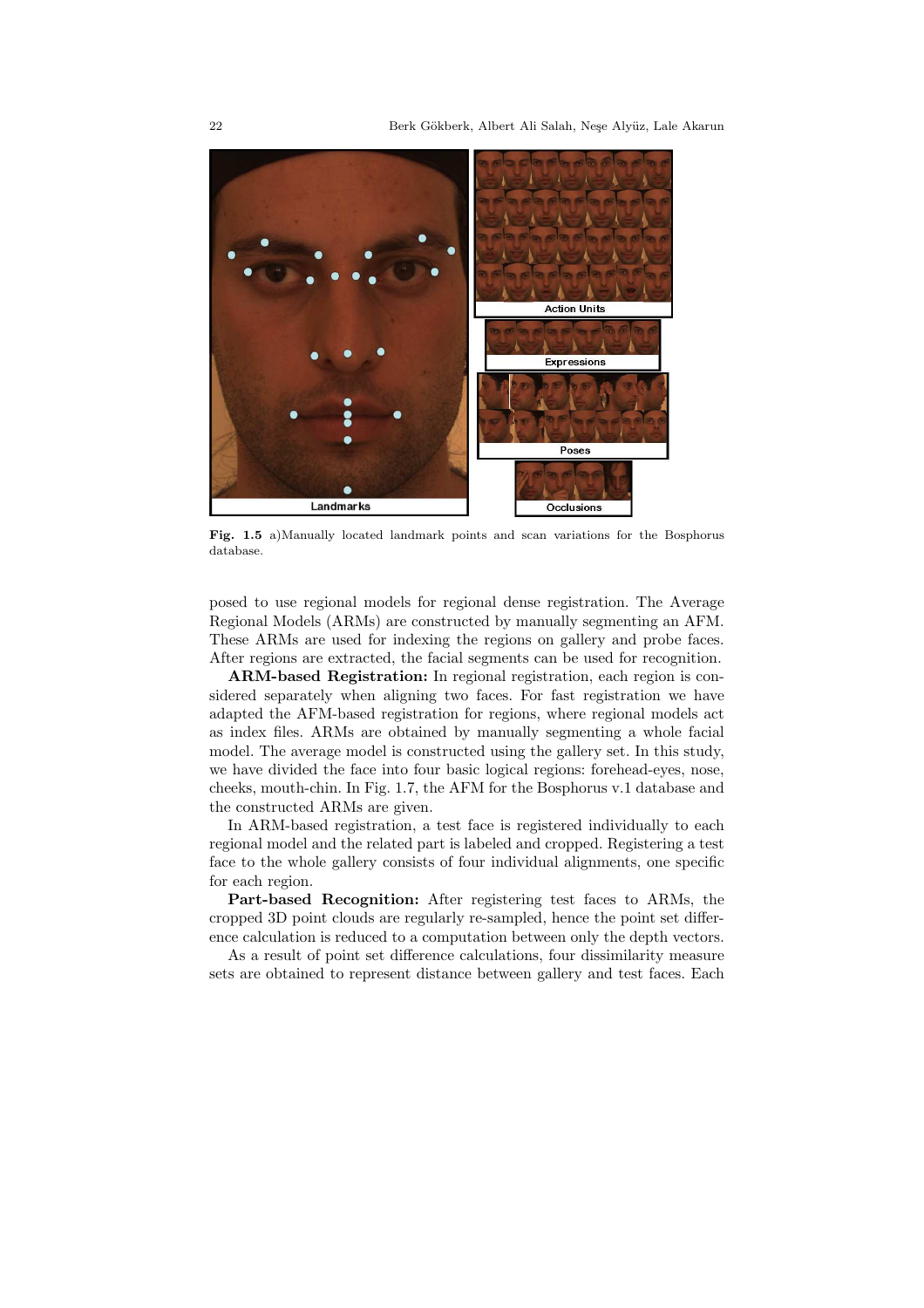Fig. 1.5 a)Manually located landmark points and scan variations for the Bosphorus database.

posed to use regional models for regional dense registration. The Average Regional Models (ARMs) are constructed by manually segmenting an AFM. These ARMs are used for indexing the regions on gallery and probe faces. After regions are extracted, the facial segments can be used for recognition.

**ARM-based Registration:** In regional registration, each region is considered separately when aligning two faces. For fast registration we have adapted the AFM-based registration for regions, where regional models act as index files. ARMs are obtained by manually segmenting a whole facial model. The average model is constructed using the gallery set. In this study, we have divided the face into four basic logical regions: forehead-eyes, nose, cheeks, mouth-chin. In Fig. 1.7, the AFM for the Bosphorus v.1 database and the constructed ARMs are given.

In ARM-based registration, a test face is registered individually to each regional model and the related part is labeled and cropped. Registering a test face to the whole gallery consists of four individual alignments, one specific for each region.

**Part-based Recognition:** After registering test faces to ARMs, the cropped 3D point clouds are regularly re-sampled, hence the point set difference calculation is reduced to a computation between only the depth vectors.

As a result of point set difference calculations, four dissimilarity measure sets are obtained to represent distance between gallery and test faces. Each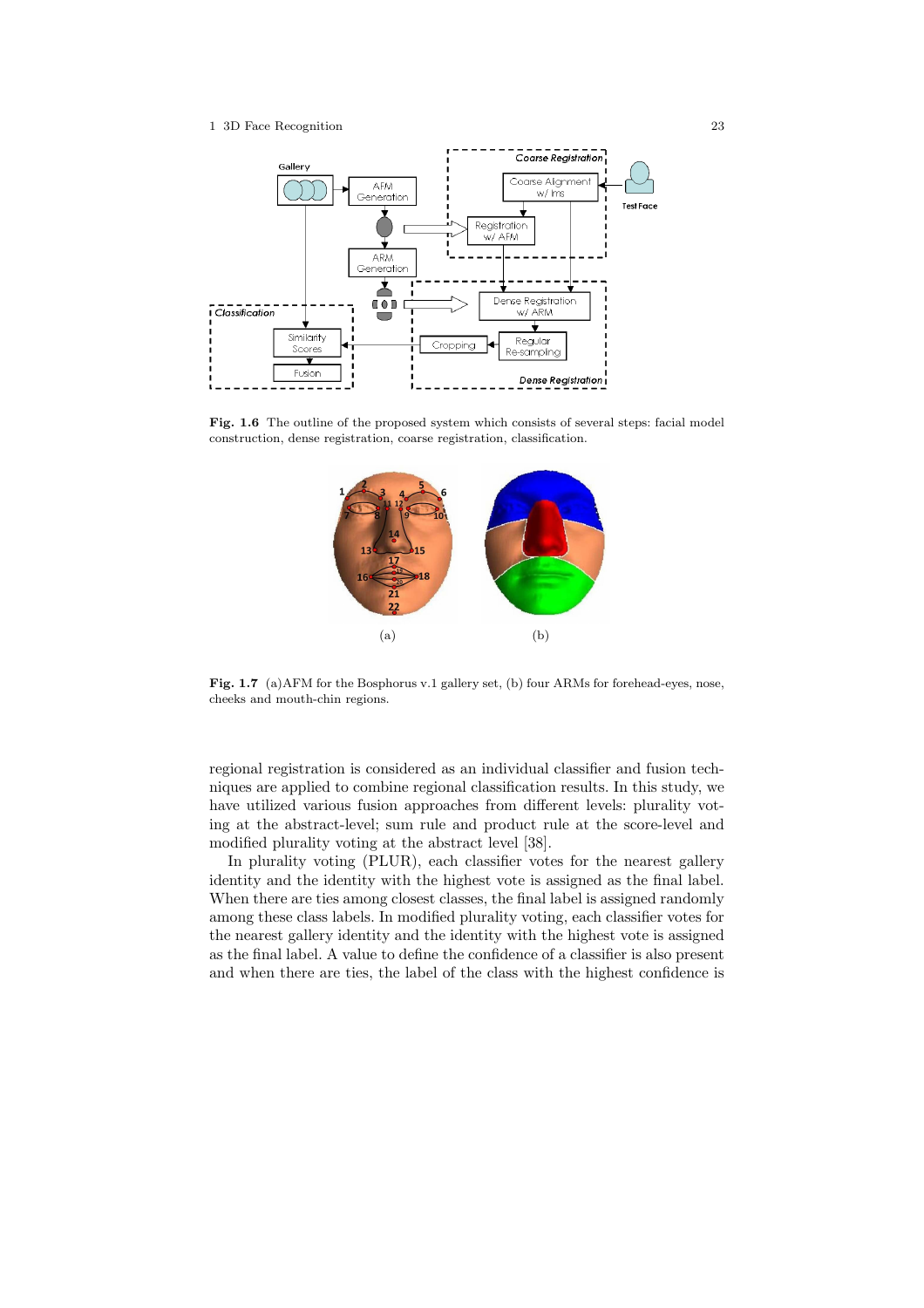Fig. 1.6 The outline of the proposed system which consists of several steps: facial model construction, dense registration, coarse registration, classification.

Fig. 1.7 (a)AFM for the Bosphorus v.1 gallery set, (b) four ARMs for forehead-eyes, nose, cheeks and mouth-chin regions.

regional registration is considered as an individual classifier and fusion techniques are applied to combine regional classification results. In this study, we have utilized various fusion approaches from different levels: plurality voting at the abstract-level; sum rule and product rule at the score-level and modified plurality voting at the abstract level [38].

In plurality voting (PLUR), each classifier votes for the nearest gallery identity and the identity with the highest vote is assigned as the final label. When there are ties among closest classes, the final label is assigned randomly among these class labels. In modified plurality voting, each classifier votes for the nearest gallery identity and the identity with the highest vote is assigned as the final label. A value to define the confidence of a classifier is also present and when there are ties, the label of the class with the highest confidence is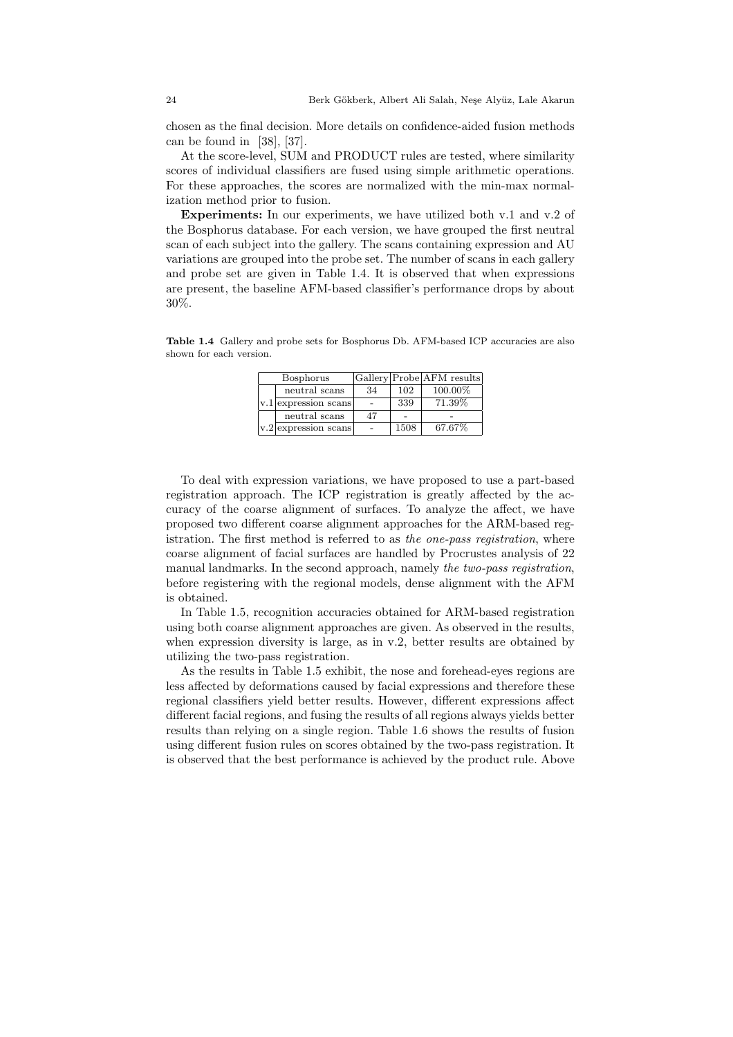chosen as the final decision. More details on confidence-aided fusion methods can be found in [38], [37].

At the score-level, SUM and PRODUCT rules are tested, where similarity scores of individual classifiers are fused using simple arithmetic operations. For these approaches, the scores are normalized with the min-max normalization method prior to fusion.

**Experiments:** In our experiments, we have utilized both v.1 and v.2 of the Bosphorus database. For each version, we have grouped the first neutral scan of each subject into the gallery. The scans containing expression and AU variations are grouped into the probe set. The number of scans in each gallery and probe set are given in Table 1.4. It is observed that when expressions are present, the baseline AFM-based classifier's performance drops by about 30%.

**Table 1.4** Gallery and probe sets for Bosphorus Db. AFM-based ICP accuracies are also shown for each version.

| Bosphorus | | Gallery | Probe | AFM results |
|---|---|---|---|---|
| v.1 | neutral scans | 34 | 102 | 100.00% |
| | expression scans | - | 339 | 71.39% |
| v.2 | neutral scans | 47 | - | - |
| | expression scans | - | 1508 | 67.67% |

To deal with expression variations, we have proposed to use a part-based registration approach. The ICP registration is greatly affected by the accuracy of the coarse alignment of surfaces. To analyze the affect, we have proposed two different coarse alignment approaches for the ARM-based registration. The first method is referred to as *the one-pass registration*, where coarse alignment of facial surfaces are handled by Procrustes analysis of 22 manual landmarks. In the second approach, namely *the two-pass registration*, before registering with the regional models, dense alignment with the AFM is obtained.

In Table 1.5, recognition accuracies obtained for ARM-based registration using both coarse alignment approaches are given. As observed in the results, when expression diversity is large, as in v.2, better results are obtained by utilizing the two-pass registration.

As the results in Table 1.5 exhibit, the nose and forehead-eyes regions are less affected by deformations caused by facial expressions and therefore these regional classifiers yield better results. However, different expressions affect different facial regions, and fusing the results of all regions always yields better results than relying on a single region. Table 1.6 shows the results of fusion using different fusion rules on scores obtained by the two-pass registration. It is observed that the best performance is achieved by the product rule. Above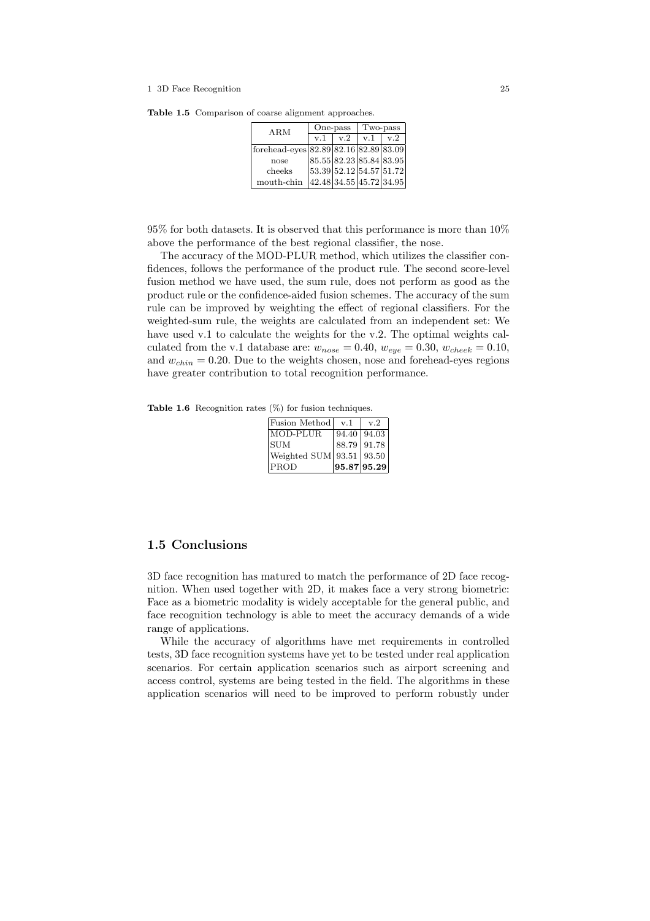**Table 1.5** Comparison of coarse alignment approaches.

| ARM | One-pass | | Two-pass | |
|---|---|---|---|---|
| | v.1 | v.2 | v.1 | v.2 |
| forehead-eyes | 82.89 | 82.16 | 82.89 | 83.09 |
| nose | 85.55 | 82.23 | 85.84 | 83.95 |
| cheeks | 53.39 | 52.12 | 54.57 | 51.72 |
| mouth-chin | 42.48 | 34.55 | 45.72 | 34.95 |

95% for both datasets. It is observed that this performance is more than 10% above the performance of the best regional classifier, the nose.

The accuracy of the MOD-PLUR method, which utilizes the classifier confidences, follows the performance of the product rule. The second score-level fusion method we have used, the sum rule, does not perform as good as the product rule or the confidence-aided fusion schemes. The accuracy of the sum rule can be improved by weighting the effect of regional classifiers. For the weighted-sum rule, the weights are calculated from an independent set: We have used v.1 to calculate the weights for the v.2. The optimal weights calculated from the v.1 database are: $w_{nose} = 0.40$, $w_{eye} = 0.30$, $w_{cheek} = 0.10$, and $w_{chin} = 0.20$. Due to the weights chosen, nose and forehead-eyes regions have greater contribution to total recognition performance.

**Table 1.6** Recognition rates (%) for fusion techniques.

| Fusion Method | v.1 | v.2 |
|---|---|---|
| MOD-PLUR | 94.40 | 94.03 |
| SUM | 88.79 | 91.78 |
| Weighted SUM | 93.51 | 93.50 |
| PROD | **95.87** | **95.29** |

## 1.5 Conclusions

3D face recognition has matured to match the performance of 2D face recognition. When used together with 2D, it makes face a very strong biometric: Face as a biometric modality is widely acceptable for the general public, and face recognition technology is able to meet the accuracy demands of a wide range of applications.

While the accuracy of algorithms have met requirements in controlled tests, 3D face recognition systems have yet to be tested under real application scenarios. For certain application scenarios such as airport screening and access control, systems are being tested in the field. The algorithms in these application scenarios will need to be improved to perform robustly under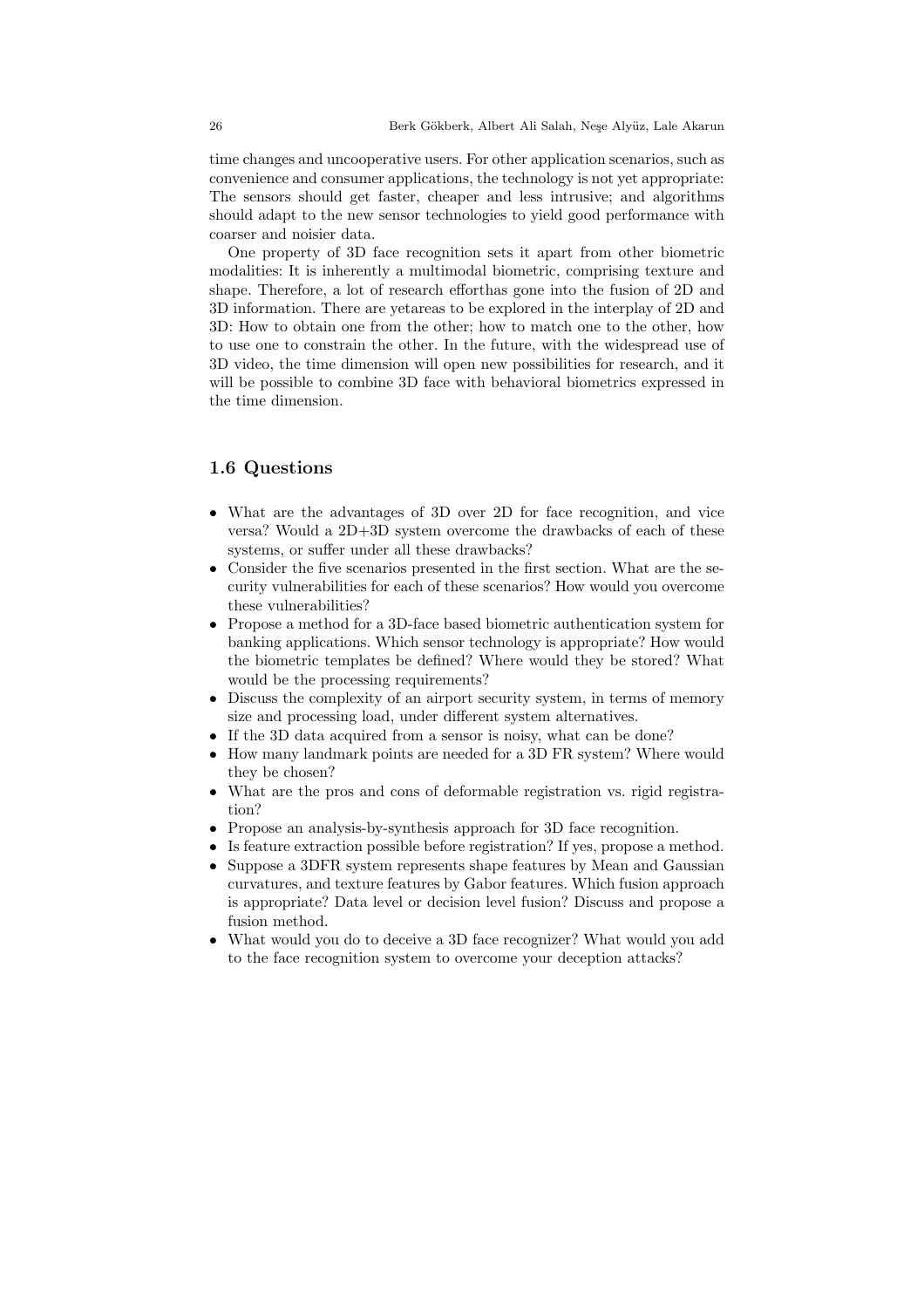time changes and uncooperative users. For other application scenarios, such as convenience and consumer applications, the technology is not yet appropriate: The sensors should get faster, cheaper and less intrusive; and algorithms should adapt to the new sensor technologies to yield good performance with coarser and noisier data.

One property of 3D face recognition sets it apart from other biometric modalities: It is inherently a multimodal biometric, comprising texture and shape. Therefore, a lot of research efforthas gone into the fusion of 2D and 3D information. There are yetareas to be explored in the interplay of 2D and 3D: How to obtain one from the other; how to match one to the other, how to use one to constrain the other. In the future, with the widespread use of 3D video, the time dimension will open new possibilities for research, and it will be possible to combine 3D face with behavioral biometrics expressed in the time dimension.

## 1.6 Questions

- What are the advantages of 3D over 2D for face recognition, and vice versa? Would a 2D+3D system overcome the drawbacks of each of these systems, or suffer under all these drawbacks?
- Consider the five scenarios presented in the first section. What are the security vulnerabilities for each of these scenarios? How would you overcome these vulnerabilities?
- Propose a method for a 3D-face based biometric authentication system for banking applications. Which sensor technology is appropriate? How would the biometric templates be defined? Where would they be stored? What would be the processing requirements?
- Discuss the complexity of an airport security system, in terms of memory size and processing load, under different system alternatives.
- If the 3D data acquired from a sensor is noisy, what can be done?
- How many landmark points are needed for a 3D FR system? Where would they be chosen?
- What are the pros and cons of deformable registration vs. rigid registration?
- Propose an analysis-by-synthesis approach for 3D face recognition.
- Is feature extraction possible before registration? If yes, propose a method.
- Suppose a 3DFR system represents shape features by Mean and Gaussian curvatures, and texture features by Gabor features. Which fusion approach is appropriate? Data level or decision level fusion? Discuss and propose a fusion method.
- What would you do to deceive a 3D face recognizer? What would you add to the face recognition system to overcome your deception attacks?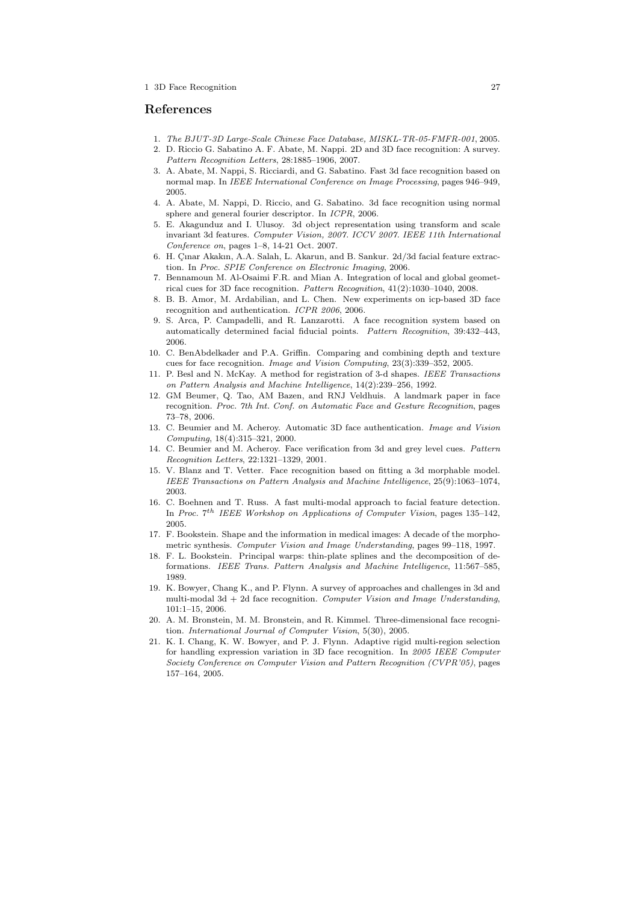## References

1. *The BJUT-3D Large-Scale Chinese Face Database, MISKL-TR-05-FMFR-001*, 2005.
2. D. Riccio G. Sabatino A. F. Abate, M. Nappi. 2D and 3D face recognition: A survey. *Pattern Recognition Letters*, 28:1885–1906, 2007.
3. A. Abate, M. Nappi, S. Ricciardi, and G. Sabatino. Fast 3d face recognition based on normal map. In *IEEE International Conference on Image Processing*, pages 946–949, 2005.
4. A. Abate, M. Nappi, D. Riccio, and G. Sabatino. 3d face recognition using normal sphere and general fourier descriptor. In *ICPR*, 2006.
5. E. Akagunduz and I. Ulusoy. 3d object representation using transform and scale invariant 3d features. *Computer Vision, 2007. ICCV 2007. IEEE 11th International Conference on*, pages 1–8, 14-21 Oct. 2007.
6. H. Çınar Akakın, A.A. Salah, L. Akarun, and B. Sankur. 2d/3d facial feature extraction. In *Proc. SPIE Conference on Electronic Imaging*, 2006.
7. Bennamoun M. Al-Osaimi F.R. and Mian A. Integration of local and global geometrical cues for 3D face recognition. *Pattern Recognition*, 41(2):1030–1040, 2008.
8. B. B. Amor, M. Ardabilian, and L. Chen. New experiments on icp-based 3D face recognition and authentication. *ICPR 2006*, 2006.
9. S. Arca, P. Campadelli, and R. Lanzarotti. A face recognition system based on automatically determined facial fiducial points. *Pattern Recognition*, 39:432–443, 2006.
10. C. BenAbdelkader and P.A. Griffin. Comparing and combining depth and texture cues for face recognition. *Image and Vision Computing*, 23(3):339–352, 2005.
11. P. Besl and N. McKay. A method for registration of 3-d shapes. *IEEE Transactions on Pattern Analysis and Machine Intelligence*, 14(2):239–256, 1992.
12. GM Beumer, Q. Tao, AM Bazen, and RNJ Veldhuis. A landmark paper in face recognition. *Proc. 7th Int. Conf. on Automatic Face and Gesture Recognition*, pages 73–78, 2006.
13. C. Beumier and M. Acheroy. Automatic 3D face authentication. *Image and Vision Computing*, 18(4):315–321, 2000.
14. C. Beumier and M. Acheroy. Face verification from 3d and grey level cues. *Pattern Recognition Letters*, 22:1321–1329, 2001.
15. V. Blanz and T. Vetter. Face recognition based on fitting a 3d morphable model. *IEEE Transactions on Pattern Analysis and Machine Intelligence*, 25(9):1063–1074, 2003.
16. C. Boehnen and T. Russ. A fast multi-modal approach to facial feature detection. In *Proc. 7th IEEE Workshop on Applications of Computer Vision*, pages 135–142, 2005.
17. F. Bookstein. Shape and the information in medical images: A decade of the morphometric synthesis. *Computer Vision and Image Understanding*, pages 99–118, 1997.
18. F. L. Bookstein. Principal warps: thin-plate splines and the decomposition of deformations. *IEEE Trans. Pattern Analysis and Machine Intelligence*, 11:567–585, 1989.
19. K. Bowyer, Chang K., and P. Flynn. A survey of approaches and challenges in 3d and multi-modal 3d + 2d face recognition. *Computer Vision and Image Understanding*, 101:1–15, 2006.
20. A. M. Bronstein, M. M. Bronstein, and R. Kimmel. Three-dimensional face recognition. *International Journal of Computer Vision*, 5(30), 2005.
21. K. I. Chang, K. W. Bowyer, and P. J. Flynn. Adaptive rigid multi-region selection for handling expression variation in 3D face recognition. In *2005 IEEE Computer Society Conference on Computer Vision and Pattern Recognition (CVPR'05)*, pages 157–164, 2005.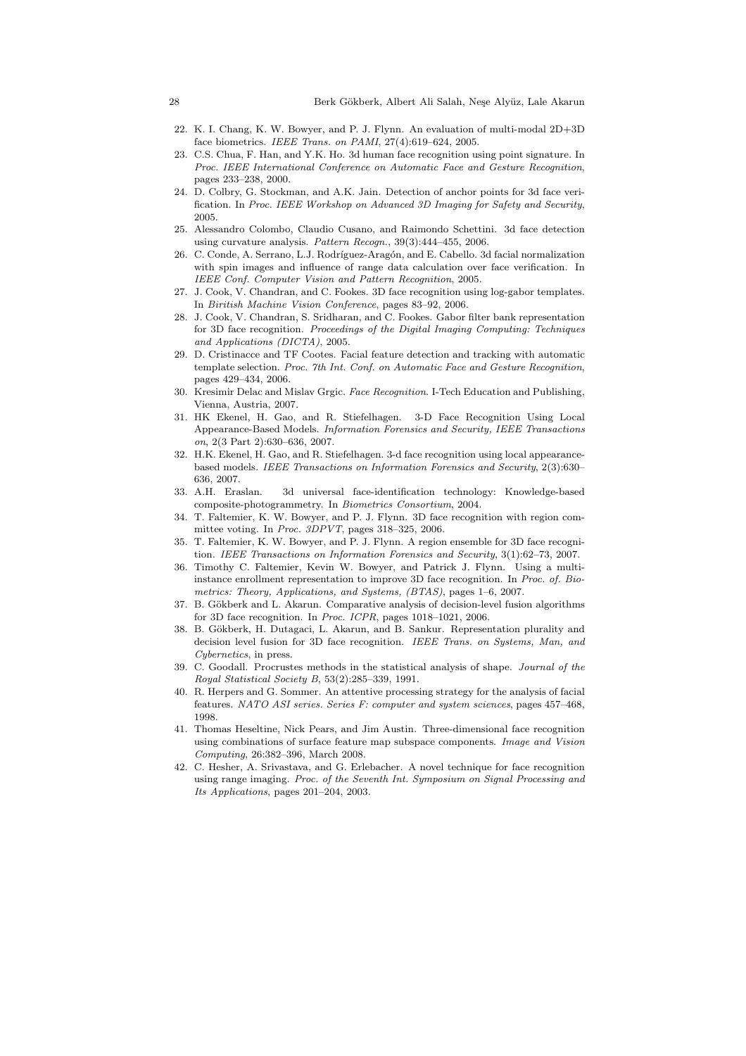22. K. I. Chang, K. W. Bowyer, and P. J. Flynn. An evaluation of multi-modal 2D+3D face biometrics. *IEEE Trans. on PAMI*, 27(4):619–624, 2005.
23. C.S. Chua, F. Han, and Y.K. Ho. 3d human face recognition using point signature. In *Proc. IEEE International Conference on Automatic Face and Gesture Recognition*, pages 233–238, 2000.
24. D. Colbry, G. Stockman, and A.K. Jain. Detection of anchor points for 3d face verification. In *Proc. IEEE Workshop on Advanced 3D Imaging for Safety and Security*, 2005.
25. Alessandro Colombo, Claudio Cusano, and Raimondo Schettini. 3d face detection using curvature analysis. *Pattern Recogn.*, 39(3):444–455, 2006.
26. C. Conde, A. Serrano, L.J. Rodríguez-Aragón, and E. Cabello. 3d facial normalization with spin images and influence of range data calculation over face verification. In *IEEE Conf. Computer Vision and Pattern Recognition*, 2005.
27. J. Cook, V. Chandran, and C. Fookes. 3D face recognition using log-gabor templates. In *Biritish Machine Vision Conference*, pages 83–92, 2006.
28. J. Cook, V. Chandran, S. Sridharan, and C. Fookes. Gabor filter bank representation for 3D face recognition. *Proceedings of the Digital Imaging Computing: Techniques and Applications (DICTA)*, 2005.
29. D. Cristinacce and TF Cootes. Facial feature detection and tracking with automatic template selection. *Proc. 7th Int. Conf. on Automatic Face and Gesture Recognition*, pages 429–434, 2006.
30. Kresimir Delac and Mislav Grgic. *Face Recognition*. I-Tech Education and Publishing, Vienna, Austria, 2007.
31. HK Ekenel, H. Gao, and R. Stiefelhagen. 3-D Face Recognition Using Local Appearance-Based Models. *Information Forensics and Security, IEEE Transactions on*, 2(3 Part 2):630–636, 2007.
32. H.K. Ekenel, H. Gao, and R. Stiefelhagen. 3-d face recognition using local appearance-based models. *IEEE Transactions on Information Forensics and Security*, 2(3):630–636, 2007.
33. A.H. Eraslan. 3d universal face-identification technology: Knowledge-based composite-photogrammetry. In *Biometrics Consortium*, 2004.
34. T. Faltemier, K. W. Bowyer, and P. J. Flynn. 3D face recognition with region committee voting. In *Proc. 3DPVT*, pages 318–325, 2006.
35. T. Faltemier, K. W. Bowyer, and P. J. Flynn. A region ensemble for 3D face recognition. *IEEE Transactions on Information Forensics and Security*, 3(1):62–73, 2007.
36. Timothy C. Faltemier, Kevin W. Bowyer, and Patrick J. Flynn. Using a multi-instance enrollment representation to improve 3D face recognition. In *Proc. of. Biometrics: Theory, Applications, and Systems, (BTAS)*, pages 1–6, 2007.
37. B. Gökberk and L. Akarun. Comparative analysis of decision-level fusion algorithms for 3D face recognition. In *Proc. ICPR*, pages 1018–1021, 2006.
38. B. Gökberk, H. Dutagaci, L. Akarun, and B. Sankur. Representation plurality and decision level fusion for 3D face recognition. *IEEE Trans. on Systems, Man, and Cybernetics*, in press.
39. C. Goodall. Procrustes methods in the statistical analysis of shape. *Journal of the Royal Statistical Society B*, 53(2):285–339, 1991.
40. R. Herpers and G. Sommer. An attentive processing strategy for the analysis of facial features. *NATO ASI series. Series F: computer and system sciences*, pages 457–468, 1998.
41. Thomas Heseltine, Nick Pears, and Jim Austin. Three-dimensional face recognition using combinations of surface feature map subspace components. *Image and Vision Computing*, 26:382–396, March 2008.
42. C. Hesher, A. Srivastava, and G. Erlebacher. A novel technique for face recognition using range imaging. *Proc. of the Seventh Int. Symposium on Signal Processing and Its Applications*, pages 201–204, 2003.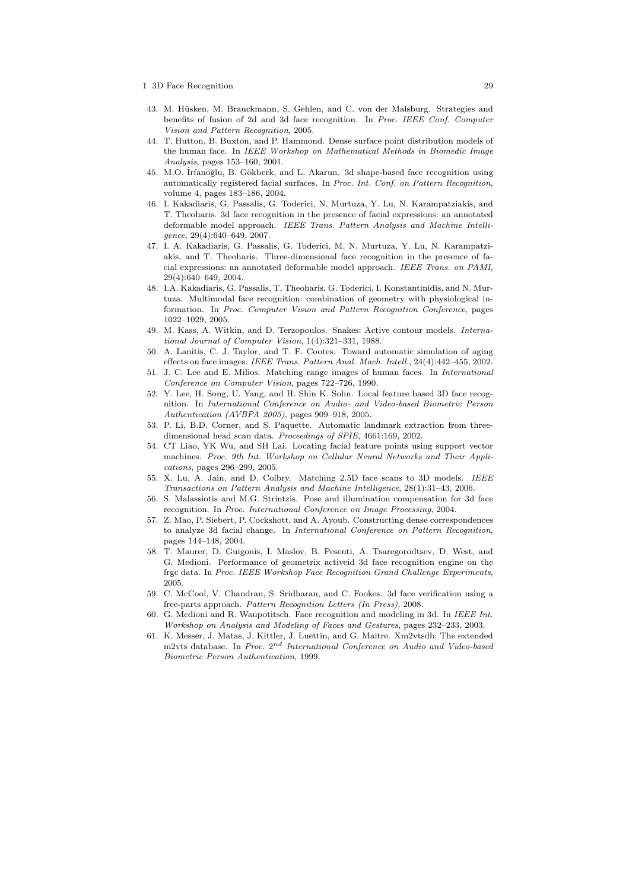43. M. Hüsken, M. Brauckmann, S. Gehlen, and C. von der Malsburg. Strategies and benefits of fusion of 2d and 3d face recognition. In *Proc. IEEE Conf. Computer Vision and Pattern Recognition*, 2005.
44. T. Hutton, B. Buxton, and P. Hammond. Dense surface point distribution models of the human face. In *IEEE Workshop on Mathematical Methods in Biomedic Image Analysis*, pages 153–160, 2001.
45. M.O. İrfanoğlu, B. Gökberk, and L. Akarun. 3d shape-based face recognition using automatically registered facial surfaces. In *Proc. Int. Conf. on Pattern Recognition*, volume 4, pages 183–186, 2004.
46. I. Kakadiaris, G. Passalis, G. Toderici, N. Murtuza, Y. Lu, N. Karampatziakis, and T. Theoharis. 3d face recognition in the presence of facial expressions: an annotated deformable model approach. *IEEE Trans. Pattern Analysis and Machine Intelligence*, 29(4):640–649, 2007.
47. I. A. Kakadiaris, G. Passalis, G. Toderici, M. N. Murtuza, Y. Lu, N. Karampatziakis, and T. Theoharis. Three-dimensional face recognition in the presence of facial expressions: an annotated deformable model approach. *IEEE Trans. on PAMI*, 29(4):640–649, 2004.
48. I.A. Kakadiaris, G. Passalis, T. Theoharis, G. Toderici, I. Konstantinidis, and N. Murtuza. Multimodal face recognition: combination of geometry with physiological information. In *Proc. Computer Vision and Pattern Recognition Conference*, pages 1022–1029, 2005.
49. M. Kass, A. Witkin, and D. Terzopoulos. Snakes: Active contour models. *International Journal of Computer Vision*, 1(4):321–331, 1988.
50. A. Lanitis, C. J. Taylor, and T. F. Cootes. Toward automatic simulation of aging effects on face images. *IEEE Trans. Pattern Anal. Mach. Intell.*, 24(4):442–455, 2002.
51. J. C. Lee and E. Milios. Matching range images of human faces. In *International Conference on Computer Vision*, pages 722–726, 1990.
52. Y. Lee, H. Song, U. Yang, and H. Shin K. Sohn. Local feature based 3D face recognition. In *International Conference on Audio- and Video-based Biometric Person Authentication (AVBPA 2005)*, pages 909–918, 2005.
53. P. Li, B.D. Corner, and S. Paquette. Automatic landmark extraction from three-dimensional head scan data. *Proceedings of SPIE*, 4661:169, 2002.
54. CT Liao, YK Wu, and SH Lai. Locating facial feature points using support vector machines. *Proc. 9th Int. Workshop on Cellular Neural Networks and Their Applications*, pages 296–299, 2005.
55. X. Lu, A. Jain, and D. Colbry. Matching 2.5D face scans to 3D models. *IEEE Transactions on Pattern Analysis and Machine Intelligence*, 28(1):31–43, 2006.
56. S. Malassiotis and M.G. Strintzis. Pose and illumination compensation for 3d face recognition. In *Proc. International Conference on Image Processing*, 2004.
57. Z. Mao, P. Siebert, P. Cockshott, and A. Ayoub. Constructing dense correspondences to analyze 3d facial change. In *International Conference on Pattern Recognition*, pages 144–148, 2004.
58. T. Maurer, D. Guigonis, I. Maslov, B. Pesenti, A. Tsaregorodtsev, D. West, and G. Medioni. Performance of geometrix activeid 3d face recognition engine on the frgc data. In *Proc. IEEE Workshop Face Recognition Grand Challenge Experiments*, 2005.
59. C. McCool, V. Chandran, S. Sridharan, and C. Fookes. 3d face verification using a free-parts approach. *Pattern Recognition Letters (In Press)*, 2008.
60. G. Medioni and R. Waupotitsch. Face recognition and modeling in 3d. In *IEEE Int. Workshop on Analysis and Modeling of Faces and Gestures*, pages 232–233, 2003.
61. K. Messer, J. Matas, J. Kittler, J. Luettin, and G. Maitre. Xm2vtsdb: The extended m2vts database. In *Proc. $2^{nd}$ International Conference on Audio and Video-based Biometric Person Authentication*, 1999.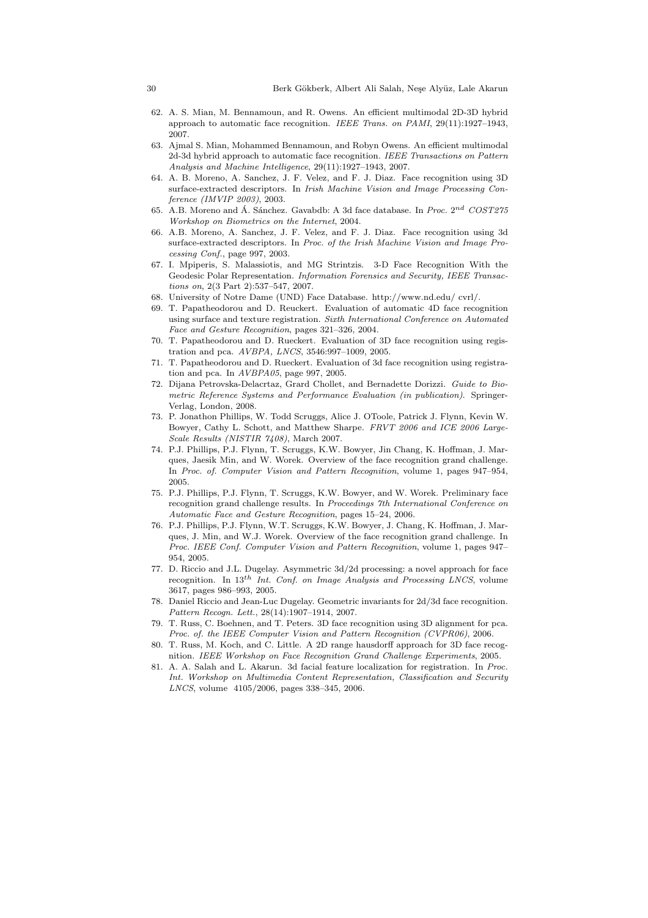62. A. S. Mian, M. Bennamoun, and R. Owens. An efficient multimodal 2D-3D hybrid approach to automatic face recognition. *IEEE Trans. on PAMI*, 29(11):1927–1943, 2007.
63. Ajmal S. Mian, Mohammed Bennamoun, and Robyn Owens. An efficient multimodal 2d-3d hybrid approach to automatic face recognition. *IEEE Transactions on Pattern Analysis and Machine Intelligence*, 29(11):1927–1943, 2007.
64. A. B. Moreno, A. Sanchez, J. F. Velez, and F. J. Diaz. Face recognition using 3D surface-extracted descriptors. In *Irish Machine Vision and Image Processing Conference (IMVIP 2003)*, 2003.
65. A.B. Moreno and Á. Sánchez. Gavabdb: A 3d face database. In *Proc. $2^{nd}$ COST275 Workshop on Biometrics on the Internet*, 2004.
66. A.B. Moreno, A. Sanchez, J. F. Velez, and F. J. Diaz. Face recognition using 3d surface-extracted descriptors. In *Proc. of the Irish Machine Vision and Image Processing Conf.*, page 997, 2003.
67. I. Mpiperis, S. Malassiotis, and MG Strintzis. 3-D Face Recognition With the Geodesic Polar Representation. *Information Forensics and Security, IEEE Transactions on*, 2(3 Part 2):537–547, 2007.
68. University of Notre Dame (UND) Face Database. http://www.nd.edu/ cvrl/.
69. T. Papatheodorou and D. Reuckert. Evaluation of automatic 4D face recognition using surface and texture registration. *Sixth International Conference on Automated Face and Gesture Recognition*, pages 321–326, 2004.
70. T. Papatheodorou and D. Rueckert. Evaluation of 3D face recognition using registration and pca. *AVBPA, LNCS*, 3546:997–1009, 2005.
71. T. Papatheodorou and D. Rueckert. Evaluation of 3d face recognition using registration and pca. In *AVBPA05*, page 997, 2005.
72. Dijana Petrovska-Delacrtaz, Grard Chollet, and Bernadette Dorizzi. *Guide to Biometric Reference Systems and Performance Evaluation (in publication)*. Springer-Verlag, London, 2008.
73. P. Jonathon Phillips, W. Todd Scruggs, Alice J. OToole, Patrick J. Flynn, Kevin W. Bowyer, Cathy L. Schott, and Matthew Sharpe. *FRVT 2006 and ICE 2006 Large-Scale Results (NISTIR 7408)*, March 2007.
74. P.J. Phillips, P.J. Flynn, T. Scruggs, K.W. Bowyer, Jin Chang, K. Hoffman, J. Marques, Jaesik Min, and W. Worek. Overview of the face recognition grand challenge. In *Proc. of. Computer Vision and Pattern Recognition*, volume 1, pages 947–954, 2005.
75. P.J. Phillips, P.J. Flynn, T. Scruggs, K.W. Bowyer, and W. Worek. Preliminary face recognition grand challenge results. In *Proceedings 7th International Conference on Automatic Face and Gesture Recognition*, pages 15–24, 2006.
76. P.J. Phillips, P.J. Flynn, W.T. Scruggs, K.W. Bowyer, J. Chang, K. Hoffman, J. Marques, J. Min, and W.J. Worek. Overview of the face recognition grand challenge. In *Proc. IEEE Conf. Computer Vision and Pattern Recognition*, volume 1, pages 947–954, 2005.
77. D. Riccio and J.L. Dugelay. Asymmetric 3d/2d processing: a novel approach for face recognition. In *$13^{th}$ Int. Conf. on Image Analysis and Processing LNCS*, volume 3617, pages 986–993, 2005.
78. Daniel Riccio and Jean-Luc Dugelay. Geometric invariants for 2d/3d face recognition. *Pattern Recogn. Lett.*, 28(14):1907–1914, 2007.
79. T. Russ, C. Boehnen, and T. Peters. 3D face recognition using 3D alignment for pca. *Proc. of. the IEEE Computer Vision and Pattern Recognition (CVPR06)*, 2006.
80. T. Russ, M. Koch, and C. Little. A 2D range hausdorff approach for 3D face recognition. *IEEE Workshop on Face Recognition Grand Challenge Experiments*, 2005.
81. A. A. Salah and L. Akarun. 3d facial feature localization for registration. In *Proc. Int. Workshop on Multimedia Content Representation, Classification and Security LNCS*, volume 4105/2006, pages 338–345, 2006.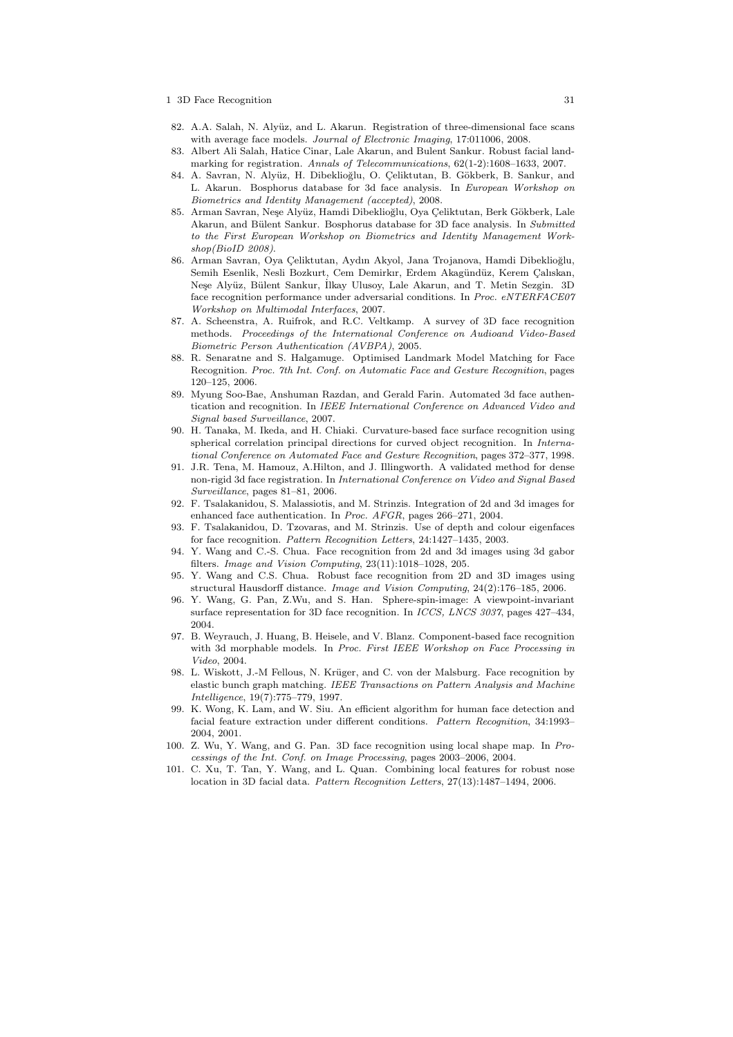82. A.A. Salah, N. Alyüz, and L. Akarun. Registration of three-dimensional face scans with average face models. *Journal of Electronic Imaging*, 17:011006, 2008.
83. Albert Ali Salah, Hatice Cinar, Lale Akarun, and Bulent Sankur. Robust facial landmarking for registration. *Annals of Telecommunications*, 62(1-2):1608–1633, 2007.
84. A. Savran, N. Alyüz, H. Dibeklioğlu, O. Çeliktutan, B. Gökberk, B. Sankur, and L. Akarun. Bosphorus database for 3d face analysis. In *European Workshop on Biometrics and Identity Management (accepted)*, 2008.
85. Arman Savran, Neşe Alyüz, Hamdi Dibeklioğlu, Oya Çeliktutan, Berk Gökberk, Lale Akarun, and Bülent Sankur. Bosphorus database for 3D face analysis. In *Submitted to the First European Workshop on Biometrics and Identity Management Workshop(BioID 2008)*.
86. Arman Savran, Oya Çeliktutan, Aydın Akyol, Jana Trojanova, Hamdi Dibeklioğlu, Semih Esenlik, Nesli Bozkurt, Cem Demirkır, Erdem Akagündüz, Kerem Çalıskan, Neşe Alyüz, Bülent Sankur, İlkay Ulusoy, Lale Akarun, and T. Metin Sezgin. 3D face recognition performance under adversarial conditions. In *Proc. eNTERFACE07 Workshop on Multimodal Interfaces*, 2007.
87. A. Scheenstra, A. Ruifrok, and R.C. Veltkamp. A survey of 3D face recognition methods. *Proceedings of the International Conference on Audioand Video-Based Biometric Person Authentication (AVBPA)*, 2005.
88. R. Senaratne and S. Halgamuge. Optimised Landmark Model Matching for Face Recognition. *Proc. 7th Int. Conf. on Automatic Face and Gesture Recognition*, pages 120–125, 2006.
89. Myung Soo-Bae, Anshuman Razdan, and Gerald Farin. Automated 3d face authentication and recognition. In *IEEE International Conference on Advanced Video and Signal based Surveillance*, 2007.
90. H. Tanaka, M. Ikeda, and H. Chiaki. Curvature-based face surface recognition using spherical correlation principal directions for curved object recognition. In *International Conference on Automated Face and Gesture Recognition*, pages 372–377, 1998.
91. J.R. Tena, M. Hamouz, A.Hilton, and J. Illingworth. A validated method for dense non-rigid 3d face registration. In *International Conference on Video and Signal Based Surveillance*, pages 81–81, 2006.
92. F. Tsalakanidou, S. Malassiotis, and M. Strinzis. Integration of 2d and 3d images for enhanced face authentication. In *Proc. AFGR*, pages 266–271, 2004.
93. F. Tsalakanidou, D. Tzovaras, and M. Strinzis. Use of depth and colour eigenfaces for face recognition. *Pattern Recognition Letters*, 24:1427–1435, 2003.
94. Y. Wang and C.-S. Chua. Face recognition from 2d and 3d images using 3d gabor filters. *Image and Vision Computing*, 23(11):1018–1028, 205.
95. Y. Wang and C.S. Chua. Robust face recognition from 2D and 3D images using structural Hausdorff distance. *Image and Vision Computing*, 24(2):176–185, 2006.
96. Y. Wang, G. Pan, Z.Wu, and S. Han. Sphere-spin-image: A viewpoint-invariant surface representation for 3D face recognition. In *ICCS, LNCS 3037*, pages 427–434, 2004.
97. B. Weyrauch, J. Huang, B. Heisele, and V. Blanz. Component-based face recognition with 3d morphable models. In *Proc. First IEEE Workshop on Face Processing in Video*, 2004.
98. L. Wiskott, J.-M Fellous, N. Krüger, and C. von der Malsburg. Face recognition by elastic bunch graph matching. *IEEE Transactions on Pattern Analysis and Machine Intelligence*, 19(7):775–779, 1997.
99. K. Wong, K. Lam, and W. Siu. An efficient algorithm for human face detection and facial feature extraction under different conditions. *Pattern Recognition*, 34:1993–2004, 2001.
100. Z. Wu, Y. Wang, and G. Pan. 3D face recognition using local shape map. In *Processings of the Int. Conf. on Image Processing*, pages 2003–2006, 2004.
101. C. Xu, T. Tan, Y. Wang, and L. Quan. Combining local features for robust nose location in 3D facial data. *Pattern Recognition Letters*, 27(13):1487–1494, 2006.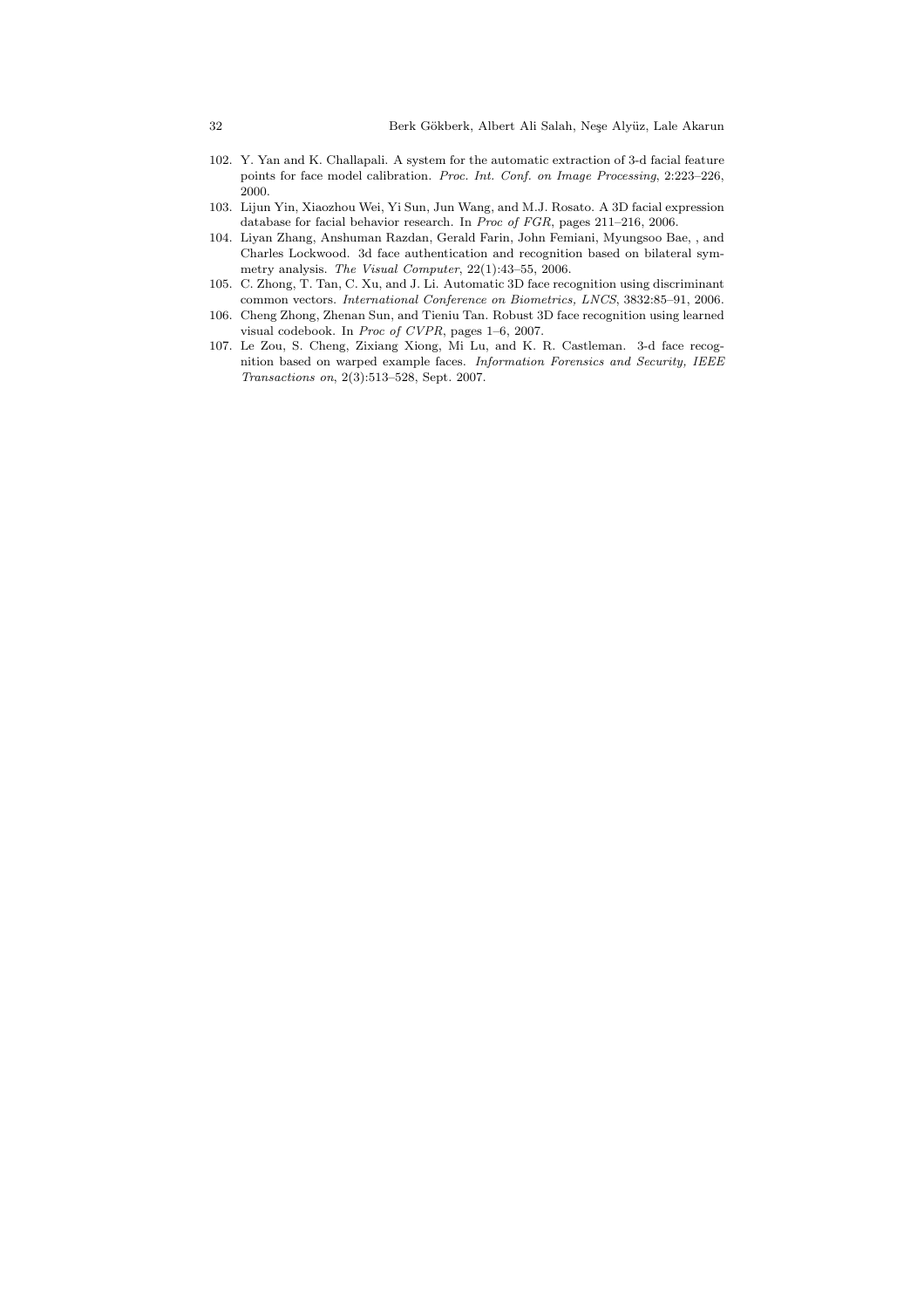102. Y. Yan and K. Challapali. A system for the automatic extraction of 3-d facial feature points for face model calibration. *Proc. Int. Conf. on Image Processing*, 2:223–226, 2000.
103. Lijun Yin, Xiaozhou Wei, Yi Sun, Jun Wang, and M.J. Rosato. A 3D facial expression database for facial behavior research. In *Proc of FGR*, pages 211–216, 2006.
104. Liyan Zhang, Anshuman Razdan, Gerald Farin, John Femiani, Myungsoo Bae, , and Charles Lockwood. 3d face authentication and recognition based on bilateral symmetry analysis. *The Visual Computer*, 22(1):43–55, 2006.
105. C. Zhong, T. Tan, C. Xu, and J. Li. Automatic 3D face recognition using discriminant common vectors. *International Conference on Biometrics, LNCS*, 3832:85–91, 2006.
106. Cheng Zhong, Zhenan Sun, and Tieniu Tan. Robust 3D face recognition using learned visual codebook. In *Proc of CVPR*, pages 1–6, 2007.
107. Le Zou, S. Cheng, Zixiang Xiong, Mi Lu, and K. R. Castleman. 3-d face recognition based on warped example faces. *Information Forensics and Security, IEEE Transactions on*, 2(3):513–528, Sept. 2007.